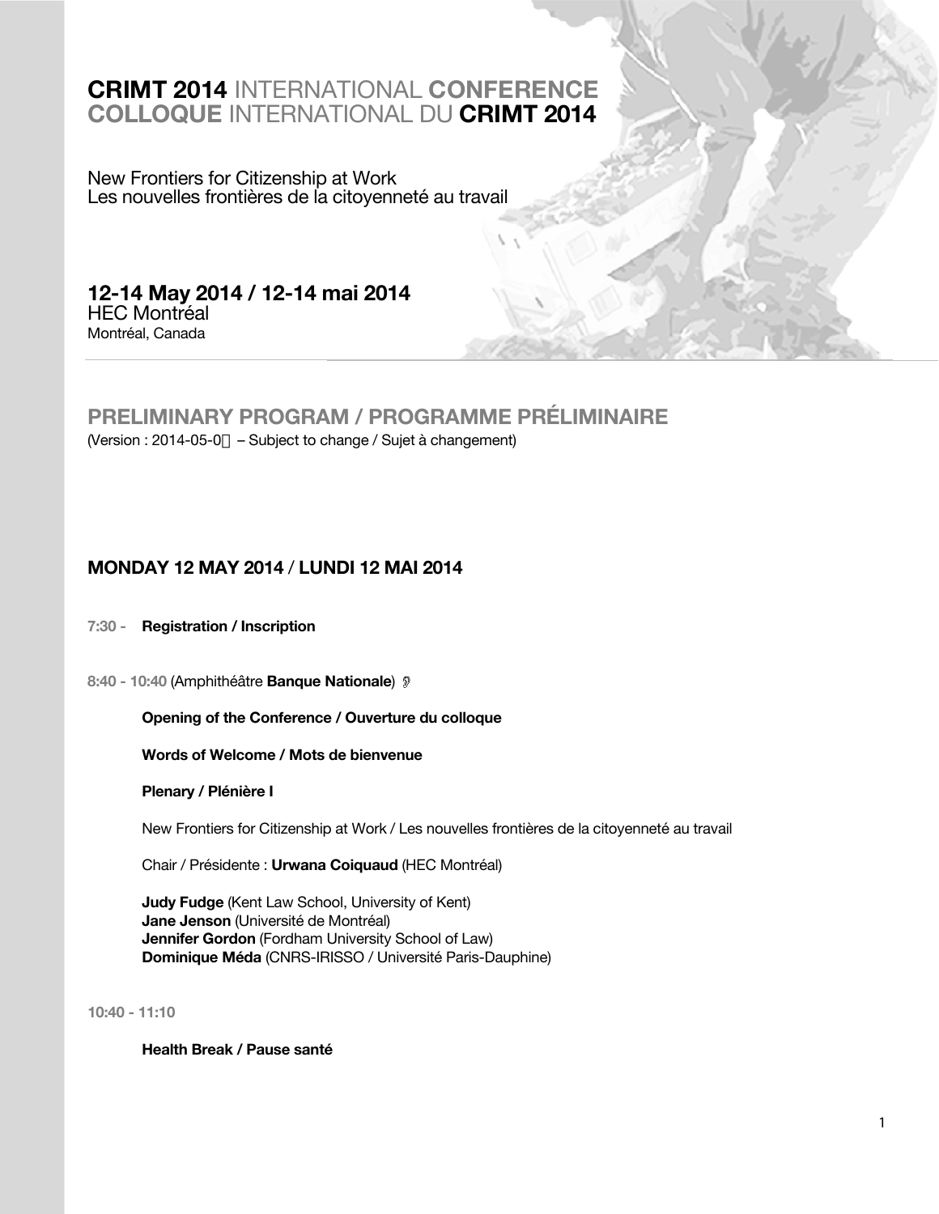# **CRIMT 2014** INTERNATIONAL **CONFERENCE**
# **COLLOQUE** INTERNATIONAL DU **CRIMT 2014**

New Frontiers for Citizenship at Work
Les nouvelles frontières de la citoyenneté au travail

**12-14 May 2014 / 12-14 mai 2014**
HEC Montréal
Montréal, Canada

## PRELIMINARY PROGRAM / PROGRAMME PRÉLIMINAIRE

(Version : 2014-05-0 – Subject to change / Sujet à changement)

## MONDAY 12 MAY 2014 / LUNDI 12 MAI 2014

**7:30 - Registration / Inscription**

**8:40 - 10:40** (Amphithéâtre **Banque Nationale**)

**Opening of the Conference / Ouverture du colloque**

**Words of Welcome / Mots de bienvenue**

**Plenary / Plénière I**

New Frontiers for Citizenship at Work / Les nouvelles frontières de la citoyenneté au travail

Chair / Présidente : **Urwana Coiquaud** (HEC Montréal)

**Judy Fudge** (Kent Law School, University of Kent)
**Jane Jenson** (Université de Montréal)
**Jennifer Gordon** (Fordham University School of Law)
**Dominique Méda** (CNRS-IRISSO / Université Paris-Dauphine)

**10:40 - 11:10**

**Health Break / Pause santé**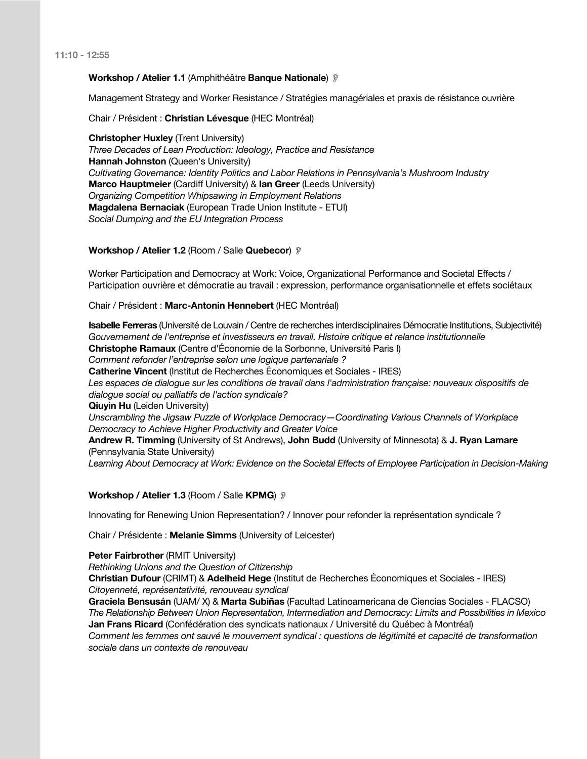**11:10 - 12:55**

**Workshop / Atelier 1.1** (Amphithéâtre **Banque Nationale**)

Management Strategy and Worker Resistance / Stratégies managériales et praxis de résistance ouvrière

Chair / Président : **Christian Lévesque** (HEC Montréal)

**Christopher Huxley** (Trent University)
*Three Decades of Lean Production: Ideology, Practice and Resistance*
**Hannah Johnston** (Queen's University)
*Cultivating Governance: Identity Politics and Labor Relations in Pennsylvania's Mushroom Industry*
**Marco Hauptmeier** (Cardiff University) & **Ian Greer** (Leeds University)
*Organizing Competition Whipsawing in Employment Relations*
**Magdalena Bernaciak** (European Trade Union Institute - ETUI)
*Social Dumping and the EU Integration Process*

**Workshop / Atelier 1.2** (Room / Salle **Quebecor**)

Worker Participation and Democracy at Work: Voice, Organizational Performance and Societal Effects / Participation ouvrière et démocratie au travail : expression, performance organisationnelle et effets sociétaux

Chair / Président : **Marc-Antonin Hennebert** (HEC Montréal)

**Isabelle Ferreras** (Université de Louvain / Centre de recherches interdisciplinaires Démocratie Institutions, Subjectivité)
*Gouvernement de l'entreprise et investisseurs en travail. Histoire critique et relance institutionnelle*
**Christophe Ramaux** (Centre d'Économie de la Sorbonne, Université Paris I)
*Comment refonder l'entreprise selon une logique partenariale ?*
**Catherine Vincent** (Institut de Recherches Économiques et Sociales - IRES)
*Les espaces de dialogue sur les conditions de travail dans l'administration française: nouveaux dispositifs de dialogue social ou palliatifs de l'action syndicale?*
**Qiuyin Hu** (Leiden University)
*Unscrambling the Jigsaw Puzzle of Workplace Democracy—Coordinating Various Channels of Workplace Democracy to Achieve Higher Productivity and Greater Voice*
**Andrew R. Timming** (University of St Andrews), **John Budd** (University of Minnesota) & **J. Ryan Lamare** (Pennsylvania State University)
*Learning About Democracy at Work: Evidence on the Societal Effects of Employee Participation in Decision-Making*

**Workshop / Atelier 1.3** (Room / Salle **KPMG**)

Innovating for Renewing Union Representation? / Innover pour refonder la représentation syndicale ?

Chair / Présidente : **Melanie Simms** (University of Leicester)

**Peter Fairbrother** (RMIT University)
*Rethinking Unions and the Question of Citizenship*
**Christian Dufour** (CRIMT) & **Adelheid Hege** (Institut de Recherches Économiques et Sociales - IRES)
*Citoyenneté, représentativité, renouveau syndical*
**Graciela Bensusán** (UAM/ X) & **Marta Subiñas** (Facultad Latinoamericana de Ciencias Sociales - FLACSO)
*The Relationship Between Union Representation, Intermediation and Democracy: Limits and Possibilities in Mexico*
**Jan Frans Ricard** (Confédération des syndicats nationaux / Université du Québec à Montréal)
*Comment les femmes ont sauvé le mouvement syndical : questions de légitimité et capacité de transformation sociale dans un contexte de renouveau*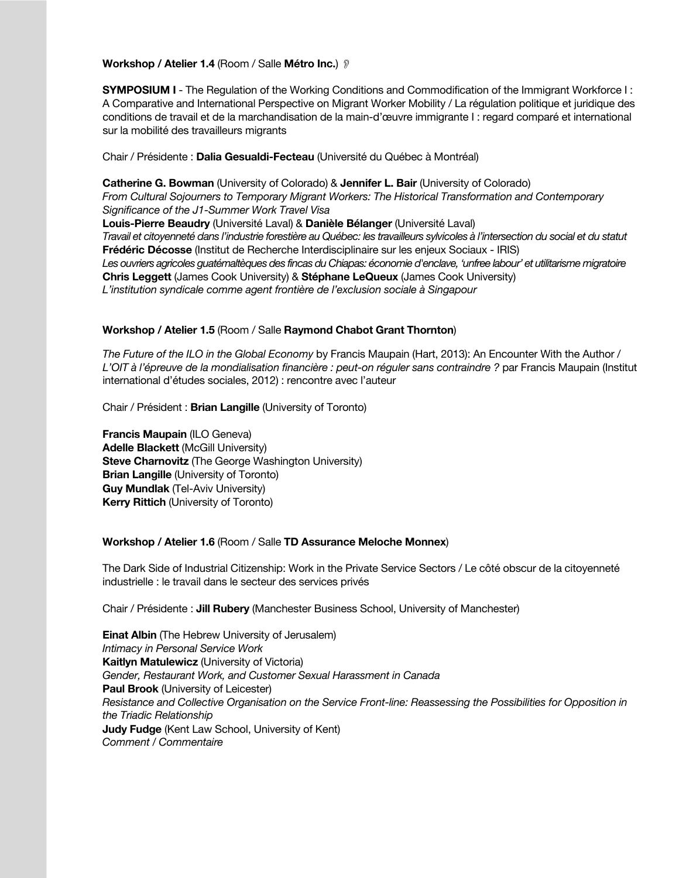**Workshop / Atelier 1.4** (Room / Salle **Métro Inc.**) 

**SYMPOSIUM I** - The Regulation of the Working Conditions and Commodification of the Immigrant Workforce I : A Comparative and International Perspective on Migrant Worker Mobility / La régulation politique et juridique des conditions de travail et de la marchandisation de la main-d'œuvre immigrante I : regard comparé et international sur la mobilité des travailleurs migrants

Chair / Présidente : **Dalia Gesualdi-Fecteau** (Université du Québec à Montréal)

**Catherine G. Bowman** (University of Colorado) & **Jennifer L. Bair** (University of Colorado)
*From Cultural Sojourners to Temporary Migrant Workers: The Historical Transformation and Contemporary Significance of the J1-Summer Work Travel Visa*
**Louis-Pierre Beaudry** (Université Laval) & **Danièle Bélanger** (Université Laval)
*Travail et citoyenneté dans l'industrie forestière au Québec: les travailleurs sylvicoles à l'intersection du social et du statut*
**Frédéric Décosse** (Institut de Recherche Interdisciplinaire sur les enjeux Sociaux - IRIS)
*Les ouvriers agricoles guatémaltèques des fincas du Chiapas: économie d'enclave, 'unfree labour' et utilitarisme migratoire*
**Chris Leggett** (James Cook University) & **Stéphane LeQueux** (James Cook University)
*L'institution syndicale comme agent frontière de l'exclusion sociale à Singapour*

**Workshop / Atelier 1.5** (Room / Salle **Raymond Chabot Grant Thornton**)

*The Future of the ILO in the Global Economy* by Francis Maupain (Hart, 2013): An Encounter With the Author / *L'OIT à l'épreuve de la mondialisation financière : peut-on réguler sans contraindre ?* par Francis Maupain (Institut international d'études sociales, 2012) : rencontre avec l'auteur

Chair / Président : **Brian Langille** (University of Toronto)

**Francis Maupain** (ILO Geneva)
**Adelle Blackett** (McGill University)
**Steve Charnovitz** (The George Washington University)
**Brian Langille** (University of Toronto)
**Guy Mundlak** (Tel-Aviv University)
**Kerry Rittich** (University of Toronto)

**Workshop / Atelier 1.6** (Room / Salle **TD Assurance Meloche Monnex**)

The Dark Side of Industrial Citizenship: Work in the Private Service Sectors / Le côté obscur de la citoyenneté industrielle : le travail dans le secteur des services privés

Chair / Présidente : **Jill Rubery** (Manchester Business School, University of Manchester)

**Einat Albin** (The Hebrew University of Jerusalem)
*Intimacy in Personal Service Work*
**Kaitlyn Matulewicz** (University of Victoria)
*Gender, Restaurant Work, and Customer Sexual Harassment in Canada*
**Paul Brook** (University of Leicester)
*Resistance and Collective Organisation on the Service Front-line: Reassessing the Possibilities for Opposition in the Triadic Relationship*
**Judy Fudge** (Kent Law School, University of Kent)
*Comment / Commentaire*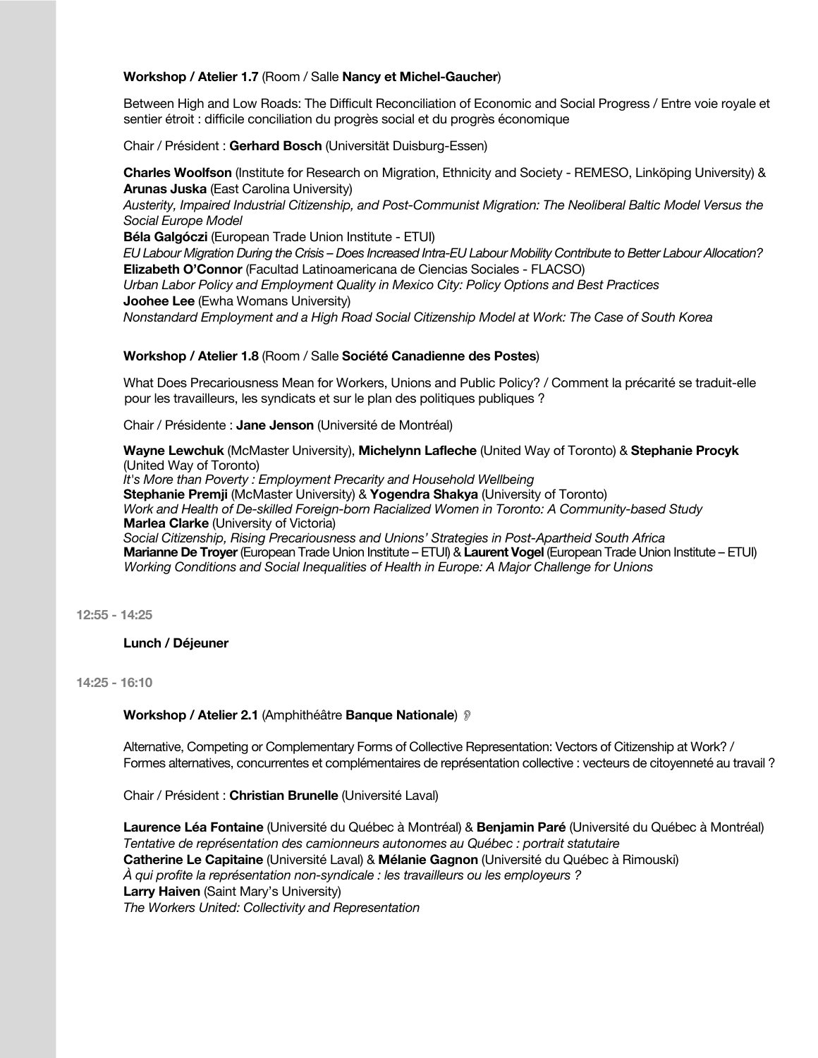**Workshop / Atelier 1.7** (Room / Salle **Nancy et Michel-Gaucher**)

Between High and Low Roads: The Difficult Reconciliation of Economic and Social Progress / Entre voie royale et sentier étroit : difficile conciliation du progrès social et du progrès économique

Chair / Président : **Gerhard Bosch** (Universität Duisburg-Essen)

**Charles Woolfson** (Institute for Research on Migration, Ethnicity and Society - REMESO, Linköping University) & **Arunas Juska** (East Carolina University)
*Austerity, Impaired Industrial Citizenship, and Post-Communist Migration: The Neoliberal Baltic Model Versus the Social Europe Model*
**Béla Galgóczi** (European Trade Union Institute - ETUI)
*EU Labour Migration During the Crisis – Does Increased Intra-EU Labour Mobility Contribute to Better Labour Allocation?*
**Elizabeth O'Connor** (Facultad Latinoamericana de Ciencias Sociales - FLACSO)
*Urban Labor Policy and Employment Quality in Mexico City: Policy Options and Best Practices*
**Joohee Lee** (Ewha Womans University)
*Nonstandard Employment and a High Road Social Citizenship Model at Work: The Case of South Korea*

**Workshop / Atelier 1.8** (Room / Salle **Société Canadienne des Postes**)

What Does Precariousness Mean for Workers, Unions and Public Policy? / Comment la précarité se traduit-elle pour les travailleurs, les syndicats et sur le plan des politiques publiques ?

Chair / Présidente : **Jane Jenson** (Université de Montréal)

**Wayne Lewchuk** (McMaster University), **Michelynn Lafleche** (United Way of Toronto) & **Stephanie Procyk** (United Way of Toronto)
*It's More than Poverty : Employment Precarity and Household Wellbeing*
**Stephanie Premji** (McMaster University) & **Yogendra Shakya** (University of Toronto)
*Work and Health of De-skilled Foreign-born Racialized Women in Toronto: A Community-based Study*
**Marlea Clarke** (University of Victoria)
*Social Citizenship, Rising Precariousness and Unions' Strategies in Post-Apartheid South Africa*
**Marianne De Troyer** (European Trade Union Institute – ETUI) & **Laurent Vogel** (European Trade Union Institute – ETUI)
*Working Conditions and Social Inequalities of Health in Europe: A Major Challenge for Unions*

**12:55 - 14:25**

**Lunch / Déjeuner**

**14:25 - 16:10**

**Workshop / Atelier 2.1** (Amphithéâtre **Banque Nationale**)

Alternative, Competing or Complementary Forms of Collective Representation: Vectors of Citizenship at Work? / Formes alternatives, concurrentes et complémentaires de représentation collective : vecteurs de citoyenneté au travail ?

Chair / Président : **Christian Brunelle** (Université Laval)

**Laurence Léa Fontaine** (Université du Québec à Montréal) & **Benjamin Paré** (Université du Québec à Montréal)
*Tentative de représentation des camionneurs autonomes au Québec : portrait statutaire*
**Catherine Le Capitaine** (Université Laval) & **Mélanie Gagnon** (Université du Québec à Rimouski)
*À qui profite la représentation non-syndicale : les travailleurs ou les employeurs ?*
**Larry Haiven** (Saint Mary's University)
*The Workers United: Collectivity and Representation*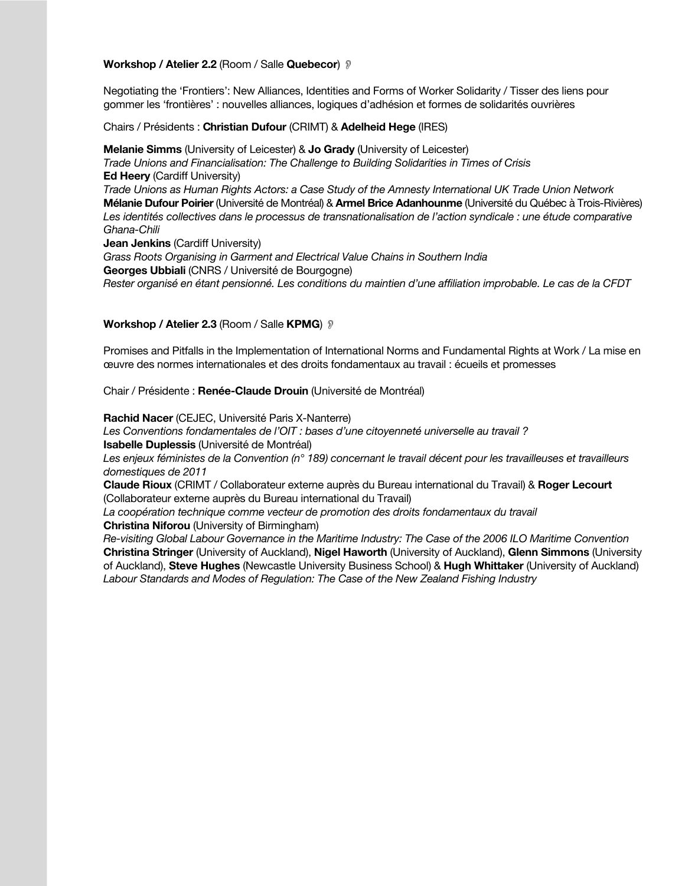**Workshop / Atelier 2.2** (Room / Salle **Quebecor**)

Negotiating the 'Frontiers': New Alliances, Identities and Forms of Worker Solidarity / Tisser des liens pour gommer les 'frontières' : nouvelles alliances, logiques d'adhésion et formes de solidarités ouvrières

Chairs / Présidents : **Christian Dufour** (CRIMT) & **Adelheid Hege** (IRES)

**Melanie Simms** (University of Leicester) & **Jo Grady** (University of Leicester)
*Trade Unions and Financialisation: The Challenge to Building Solidarities in Times of Crisis*
**Ed Heery** (Cardiff University)
*Trade Unions as Human Rights Actors: a Case Study of the Amnesty International UK Trade Union Network*
**Mélanie Dufour Poirier** (Université de Montréal) & **Armel Brice Adanhounme** (Université du Québec à Trois-Rivières)
*Les identités collectives dans le processus de transnationalisation de l'action syndicale : une étude comparative Ghana-Chili*
**Jean Jenkins** (Cardiff University)
*Grass Roots Organising in Garment and Electrical Value Chains in Southern India*
**Georges Ubbiali** (CNRS / Université de Bourgogne)
*Rester organisé en étant pensionné. Les conditions du maintien d'une affiliation improbable. Le cas de la CFDT*

**Workshop / Atelier 2.3** (Room / Salle **KPMG**)

Promises and Pitfalls in the Implementation of International Norms and Fundamental Rights at Work / La mise en œuvre des normes internationales et des droits fondamentaux au travail : écueils et promesses

Chair / Présidente : **Renée-Claude Drouin** (Université de Montréal)

**Rachid Nacer** (CEJEC, Université Paris X-Nanterre)
*Les Conventions fondamentales de l'OIT : bases d'une citoyenneté universelle au travail ?*
**Isabelle Duplessis** (Université de Montréal)
*Les enjeux féministes de la Convention (n° 189) concernant le travail décent pour les travailleuses et travailleurs domestiques de 2011*
**Claude Rioux** (CRIMT / Collaborateur externe auprès du Bureau international du Travail) & **Roger Lecourt** (Collaborateur externe auprès du Bureau international du Travail)
*La coopération technique comme vecteur de promotion des droits fondamentaux du travail*
**Christina Niforou** (University of Birmingham)
*Re-visiting Global Labour Governance in the Maritime Industry: The Case of the 2006 ILO Maritime Convention*
**Christina Stringer** (University of Auckland), **Nigel Haworth** (University of Auckland), **Glenn Simmons** (University of Auckland), **Steve Hughes** (Newcastle University Business School) & **Hugh Whittaker** (University of Auckland)
*Labour Standards and Modes of Regulation: The Case of the New Zealand Fishing Industry*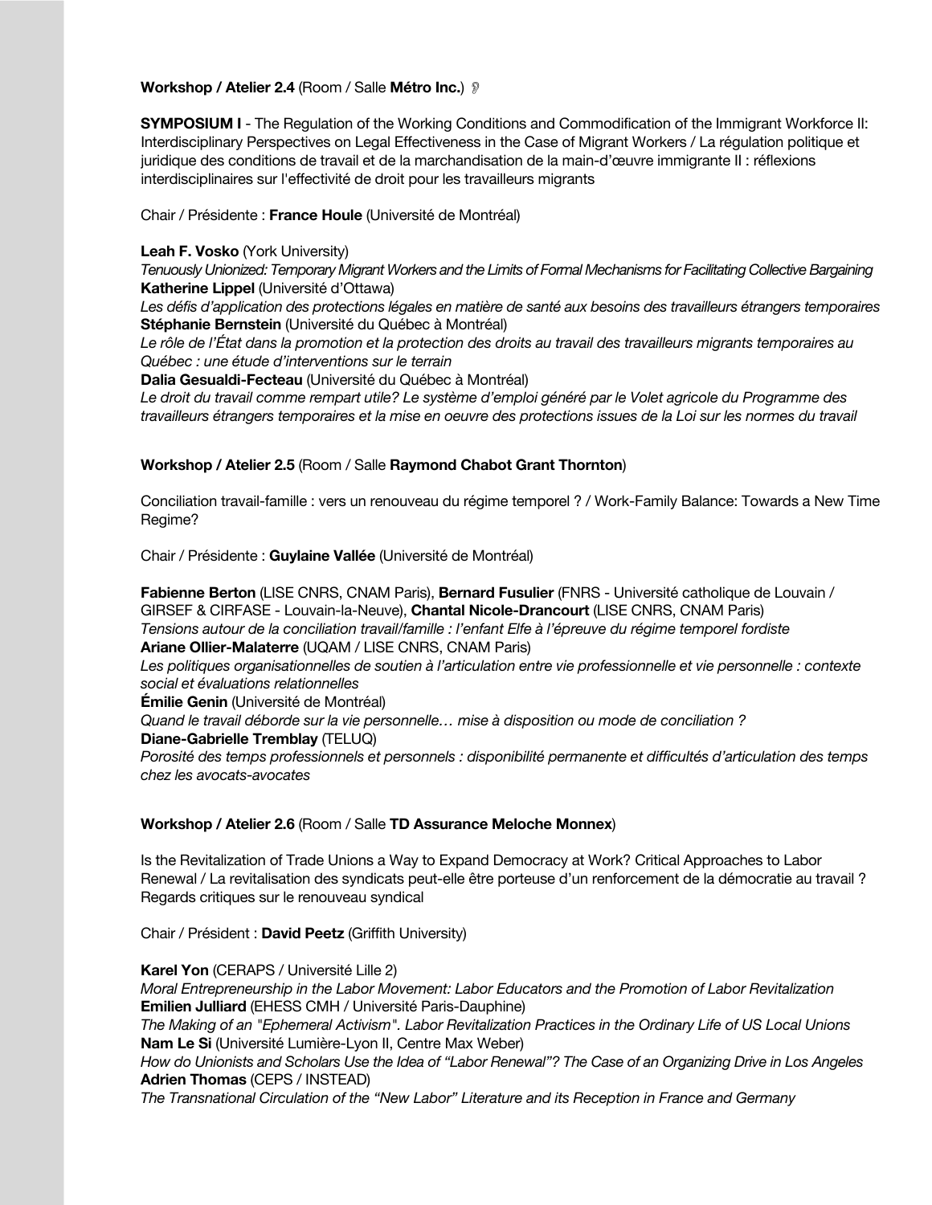**Workshop / Atelier 2.4** (Room / Salle **Métro Inc.**)

**SYMPOSIUM I** - The Regulation of the Working Conditions and Commodification of the Immigrant Workforce II: Interdisciplinary Perspectives on Legal Effectiveness in the Case of Migrant Workers / La régulation politique et juridique des conditions de travail et de la marchandisation de la main-d'œuvre immigrante II : réflexions interdisciplinaires sur l'effectivité de droit pour les travailleurs migrants

Chair / Présidente : **France Houle** (Université de Montréal)

**Leah F. Vosko** (York University)
*Tenuously Unionized: Temporary Migrant Workers and the Limits of Formal Mechanisms for Facilitating Collective Bargaining*
**Katherine Lippel** (Université d'Ottawa)
*Les défis d'application des protections légales en matière de santé aux besoins des travailleurs étrangers temporaires*
**Stéphanie Bernstein** (Université du Québec à Montréal)
*Le rôle de l'État dans la promotion et la protection des droits au travail des travailleurs migrants temporaires au Québec : une étude d'interventions sur le terrain*
**Dalia Gesualdi-Fecteau** (Université du Québec à Montréal)
*Le droit du travail comme rempart utile? Le système d'emploi généré par le Volet agricole du Programme des travailleurs étrangers temporaires et la mise en oeuvre des protections issues de la Loi sur les normes du travail*

**Workshop / Atelier 2.5** (Room / Salle **Raymond Chabot Grant Thornton**)

Conciliation travail-famille : vers un renouveau du régime temporel ? / Work-Family Balance: Towards a New Time Regime?

Chair / Présidente : **Guylaine Vallée** (Université de Montréal)

**Fabienne Berton** (LISE CNRS, CNAM Paris), **Bernard Fusulier** (FNRS - Université catholique de Louvain / GIRSEF & CIRFASE - Louvain-la-Neuve), **Chantal Nicole-Drancourt** (LISE CNRS, CNAM Paris)
*Tensions autour de la conciliation travail/famille : l'enfant Elfe à l'épreuve du régime temporel fordiste*
**Ariane Ollier-Malaterre** (UQAM / LISE CNRS, CNAM Paris)
*Les politiques organisationnelles de soutien à l'articulation entre vie professionnelle et vie personnelle : contexte social et évaluations relationnelles*
**Émilie Genin** (Université de Montréal)
*Quand le travail déborde sur la vie personnelle… mise à disposition ou mode de conciliation ?*
**Diane-Gabrielle Tremblay** (TELUQ)
*Porosité des temps professionnels et personnels : disponibilité permanente et difficultés d'articulation des temps chez les avocats-avocates*

**Workshop / Atelier 2.6** (Room / Salle **TD Assurance Meloche Monnex**)

Is the Revitalization of Trade Unions a Way to Expand Democracy at Work? Critical Approaches to Labor Renewal / La revitalisation des syndicats peut-elle être porteuse d'un renforcement de la démocratie au travail ? Regards critiques sur le renouveau syndical

Chair / Président : **David Peetz** (Griffith University)

**Karel Yon** (CERAPS / Université Lille 2)
*Moral Entrepreneurship in the Labor Movement: Labor Educators and the Promotion of Labor Revitalization*
**Emilien Julliard** (EHESS CMH / Université Paris-Dauphine)
*The Making of an "Ephemeral Activism". Labor Revitalization Practices in the Ordinary Life of US Local Unions*
**Nam Le Si** (Université Lumière-Lyon II, Centre Max Weber)
*How do Unionists and Scholars Use the Idea of "Labor Renewal"? The Case of an Organizing Drive in Los Angeles*
**Adrien Thomas** (CEPS / INSTEAD)
*The Transnational Circulation of the "New Labor" Literature and its Reception in France and Germany*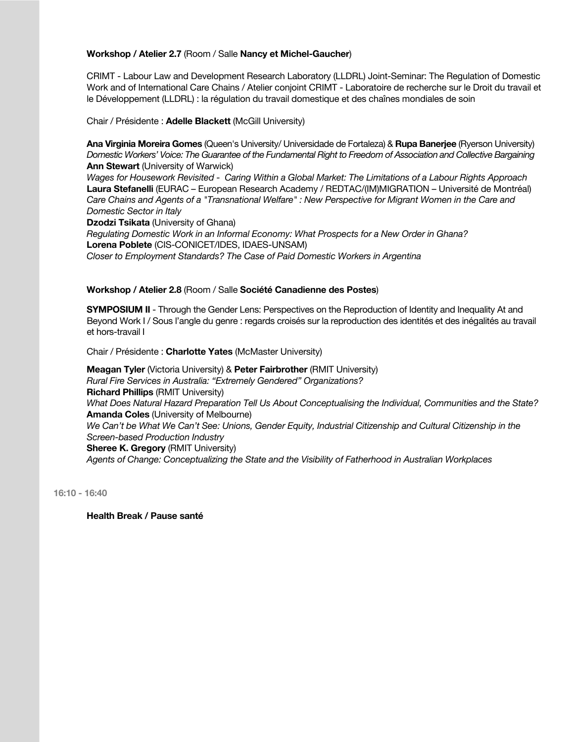**Workshop / Atelier 2.7** (Room / Salle **Nancy et Michel-Gaucher**)

CRIMT - Labour Law and Development Research Laboratory (LLDRL) Joint-Seminar: The Regulation of Domestic Work and of International Care Chains / Atelier conjoint CRIMT - Laboratoire de recherche sur le Droit du travail et le Développement (LLDRL) : la régulation du travail domestique et des chaînes mondiales de soin

Chair / Présidente : **Adelle Blackett** (McGill University)

**Ana Virginia Moreira Gomes** (Queen's University/ Universidade de Fortaleza) & **Rupa Banerjee** (Ryerson University)
*Domestic Workers' Voice: The Guarantee of the Fundamental Right to Freedom of Association and Collective Bargaining*
**Ann Stewart** (University of Warwick)
*Wages for Housework Revisited - Caring Within a Global Market: The Limitations of a Labour Rights Approach*
**Laura Stefanelli** (EURAC – European Research Academy / REDTAC/(IM)MIGRATION – Université de Montréal)
*Care Chains and Agents of a "Transnational Welfare" : New Perspective for Migrant Women in the Care and Domestic Sector in Italy*
**Dzodzi Tsikata** (University of Ghana)
*Regulating Domestic Work in an Informal Economy: What Prospects for a New Order in Ghana?*
**Lorena Poblete** (CIS-CONICET/IDES, IDAES-UNSAM)
*Closer to Employment Standards? The Case of Paid Domestic Workers in Argentina*

**Workshop / Atelier 2.8** (Room / Salle **Société Canadienne des Postes**)

**SYMPOSIUM II** - Through the Gender Lens: Perspectives on the Reproduction of Identity and Inequality At and Beyond Work I / Sous l'angle du genre : regards croisés sur la reproduction des identités et des inégalités au travail et hors-travail I

Chair / Présidente : **Charlotte Yates** (McMaster University)

**Meagan Tyler** (Victoria University) & **Peter Fairbrother** (RMIT University)
*Rural Fire Services in Australia: "Extremely Gendered" Organizations?*
**Richard Phillips** (RMIT University)
*What Does Natural Hazard Preparation Tell Us About Conceptualising the Individual, Communities and the State?*
**Amanda Coles** (University of Melbourne)
*We Can't be What We Can't See: Unions, Gender Equity, Industrial Citizenship and Cultural Citizenship in the Screen-based Production Industry*
**Sheree K. Gregory** (RMIT University)
*Agents of Change: Conceptualizing the State and the Visibility of Fatherhood in Australian Workplaces*

**16:10 - 16:40**

**Health Break / Pause santé**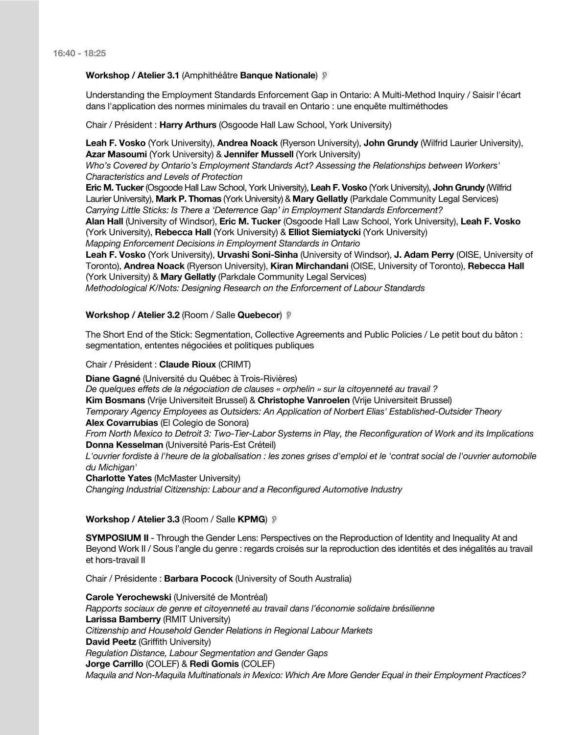**16:40 - 18:25**

**Workshop / Atelier 3.1** (Amphithéâtre **Banque Nationale**)

Understanding the Employment Standards Enforcement Gap in Ontario: A Multi-Method Inquiry / Saisir l'écart dans l'application des normes minimales du travail en Ontario : une enquête multiméthodes

Chair / Président : **Harry Arthurs** (Osgoode Hall Law School, York University)

**Leah F. Vosko** (York University), **Andrea Noack** (Ryerson University), **John Grundy** (Wilfrid Laurier University), **Azar Masoumi** (York University) & **Jennifer Mussell** (York University)
*Who's Covered by Ontario's Employment Standards Act? Assessing the Relationships between Workers' Characteristics and Levels of Protection*
**Eric M. Tucker** (Osgoode Hall Law School, York University), **Leah F. Vosko** (York University), **John Grundy** (Wilfrid Laurier University), **Mark P. Thomas** (York University) & **Mary Gellatly** (Parkdale Community Legal Services)
*Carrying Little Sticks: Is There a 'Deterrence Gap' in Employment Standards Enforcement?*
**Alan Hall** (University of Windsor), **Eric M. Tucker** (Osgoode Hall Law School, York University), **Leah F. Vosko** (York University), **Rebecca Hall** (York University) & **Elliot Siemiatycki** (York University)
*Mapping Enforcement Decisions in Employment Standards in Ontario*
**Leah F. Vosko** (York University), **Urvashi Soni-Sinha** (University of Windsor), **J. Adam Perry** (OISE, University of Toronto), **Andrea Noack** (Ryerson University), **Kiran Mirchandani** (OISE, University of Toronto), **Rebecca Hall** (York University) & **Mary Gellatly** (Parkdale Community Legal Services)
*Methodological K/Nots: Designing Research on the Enforcement of Labour Standards*

**Workshop / Atelier 3.2** (Room / Salle **Quebecor**)

The Short End of the Stick: Segmentation, Collective Agreements and Public Policies / Le petit bout du bâton : segmentation, ententes négociées et politiques publiques

Chair / Président : **Claude Rioux** (CRIMT)

**Diane Gagné** (Université du Québec à Trois-Rivières)
*De quelques effets de la négociation de clauses « orphelin » sur la citoyenneté au travail ?*
**Kim Bosmans** (Vrije Universiteit Brussel) & **Christophe Vanroelen** (Vrije Universiteit Brussel)
*Temporary Agency Employees as Outsiders: An Application of Norbert Elias' Established-Outsider Theory*
**Alex Covarrubias** (El Colegio de Sonora)
*From North Mexico to Detroit 3: Two-Tier-Labor Systems in Play, the Reconfiguration of Work and its Implications*
**Donna Kesselman** (Université Paris-Est Créteil)
*L'ouvrier fordiste à l'heure de la globalisation : les zones grises d'emploi et le 'contrat social de l'ouvrier automobile du Michigan'*
**Charlotte Yates** (McMaster University)
*Changing Industrial Citizenship: Labour and a Reconfigured Automotive Industry*

**Workshop / Atelier 3.3** (Room / Salle **KPMG**)

**SYMPOSIUM II** - Through the Gender Lens: Perspectives on the Reproduction of Identity and Inequality At and Beyond Work II / Sous l'angle du genre : regards croisés sur la reproduction des identités et des inégalités au travail et hors-travail II

Chair / Présidente : **Barbara Pocock** (University of South Australia)

**Carole Yerochewski** (Université de Montréal)
*Rapports sociaux de genre et citoyenneté au travail dans l'économie solidaire brésilienne*
**Larissa Bamberry** (RMIT University)
*Citizenship and Household Gender Relations in Regional Labour Markets*
**David Peetz** (Griffith University)
*Regulation Distance, Labour Segmentation and Gender Gaps*
**Jorge Carrillo** (COLEF) & **Redi Gomis** (COLEF)
*Maquila and Non-Maquila Multinationals in Mexico: Which Are More Gender Equal in their Employment Practices?*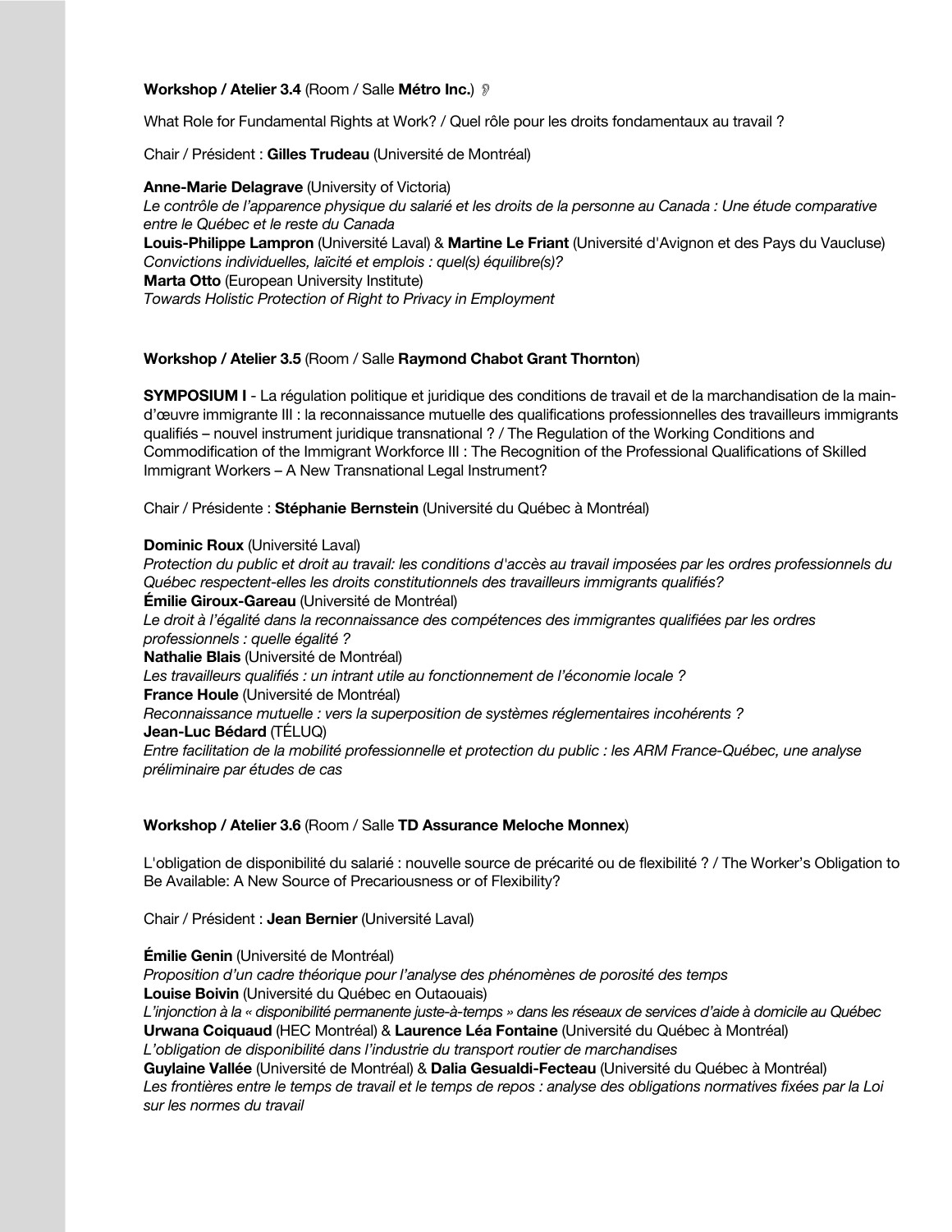**Workshop / Atelier 3.4** (Room / Salle **Métro Inc.**)

What Role for Fundamental Rights at Work? / Quel rôle pour les droits fondamentaux au travail ?

Chair / Président : **Gilles Trudeau** (Université de Montréal)

**Anne-Marie Delagrave** (University of Victoria)
*Le contrôle de l'apparence physique du salarié et les droits de la personne au Canada : Une étude comparative entre le Québec et le reste du Canada*
**Louis-Philippe Lampron** (Université Laval) & **Martine Le Friant** (Université d'Avignon et des Pays du Vaucluse)
*Convictions individuelles, laïcité et emplois : quel(s) équilibre(s)?*
**Marta Otto** (European University Institute)
*Towards Holistic Protection of Right to Privacy in Employment*

**Workshop / Atelier 3.5** (Room / Salle **Raymond Chabot Grant Thornton**)

**SYMPOSIUM I** - La régulation politique et juridique des conditions de travail et de la marchandisation de la main-d'œuvre immigrante III : la reconnaissance mutuelle des qualifications professionnelles des travailleurs immigrants qualifiés – nouvel instrument juridique transnational ? / The Regulation of the Working Conditions and Commodification of the Immigrant Workforce III : The Recognition of the Professional Qualifications of Skilled Immigrant Workers – A New Transnational Legal Instrument?

Chair / Présidente : **Stéphanie Bernstein** (Université du Québec à Montréal)

**Dominic Roux** (Université Laval)
*Protection du public et droit au travail: les conditions d'accès au travail imposées par les ordres professionnels du Québec respectent-elles les droits constitutionnels des travailleurs immigrants qualifiés?*
**Émilie Giroux-Gareau** (Université de Montréal)
*Le droit à l'égalité dans la reconnaissance des compétences des immigrantes qualifiées par les ordres professionnels : quelle égalité ?*
**Nathalie Blais** (Université de Montréal)
*Les travailleurs qualifiés : un intrant utile au fonctionnement de l'économie locale ?*
**France Houle** (Université de Montréal)
*Reconnaissance mutuelle : vers la superposition de systèmes réglementaires incohérents ?*
**Jean-Luc Bédard** (TÉLUQ)
*Entre facilitation de la mobilité professionnelle et protection du public : les ARM France-Québec, une analyse préliminaire par études de cas*

**Workshop / Atelier 3.6** (Room / Salle **TD Assurance Meloche Monnex**)

L'obligation de disponibilité du salarié : nouvelle source de précarité ou de flexibilité ? / The Worker's Obligation to Be Available: A New Source of Precariousness or of Flexibility?

Chair / Président : **Jean Bernier** (Université Laval)

**Émilie Genin** (Université de Montréal)
*Proposition d'un cadre théorique pour l'analyse des phénomènes de porosité des temps*
**Louise Boivin** (Université du Québec en Outaouais)
*L'injonction à la « disponibilité permanente juste-à-temps » dans les réseaux de services d'aide à domicile au Québec*
**Urwana Coiquaud** (HEC Montréal) & **Laurence Léa Fontaine** (Université du Québec à Montréal)
*L'obligation de disponibilité dans l'industrie du transport routier de marchandises*
**Guylaine Vallée** (Université de Montréal) & **Dalia Gesualdi-Fecteau** (Université du Québec à Montréal)
*Les frontières entre le temps de travail et le temps de repos : analyse des obligations normatives fixées par la Loi sur les normes du travail*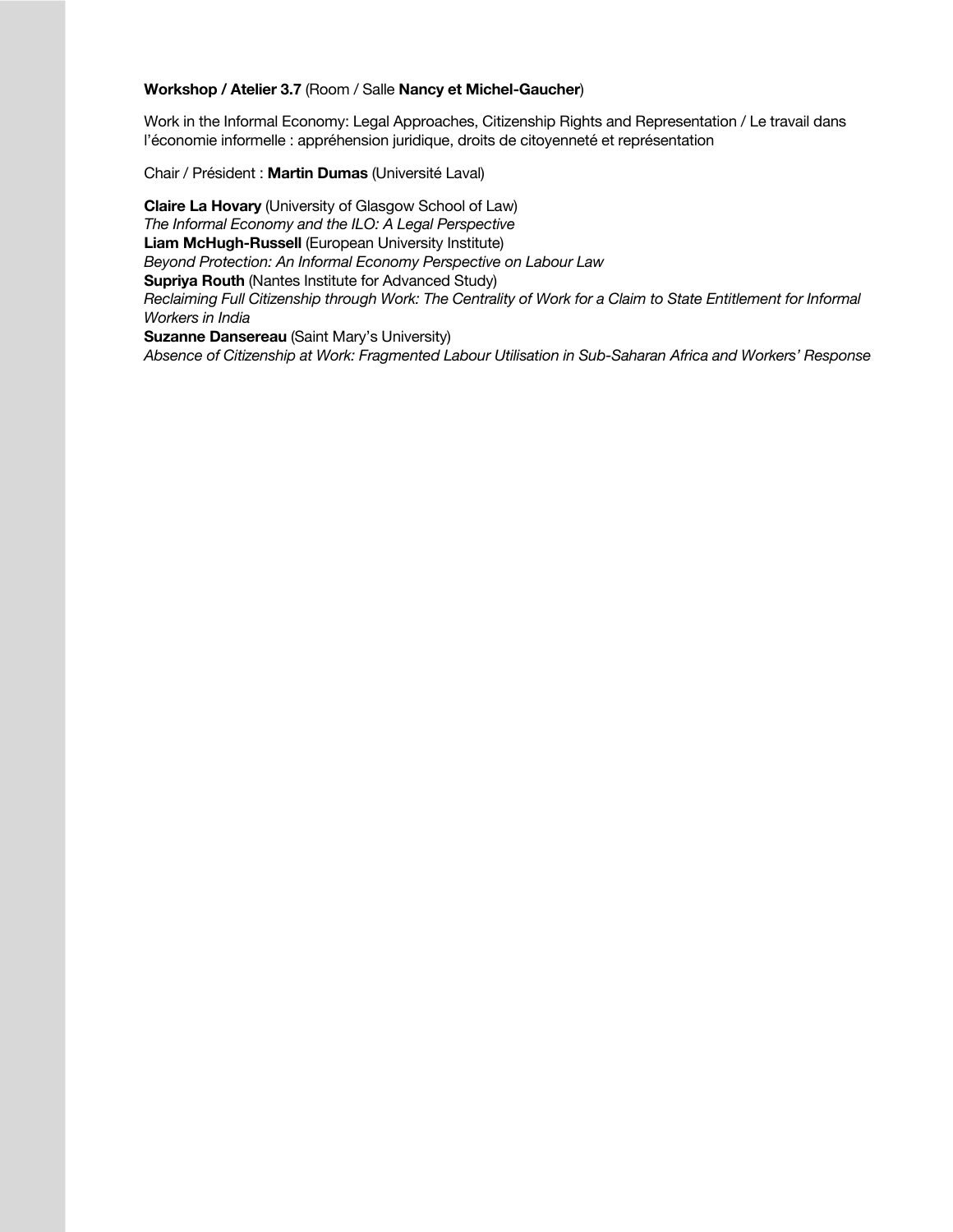**Workshop / Atelier 3.7** (Room / Salle **Nancy et Michel-Gaucher**)

Work in the Informal Economy: Legal Approaches, Citizenship Rights and Representation / Le travail dans l'économie informelle : appréhension juridique, droits de citoyenneté et représentation

Chair / Président : **Martin Dumas** (Université Laval)

**Claire La Hovary** (University of Glasgow School of Law)
*The Informal Economy and the ILO: A Legal Perspective*
**Liam McHugh-Russell** (European University Institute)
*Beyond Protection: An Informal Economy Perspective on Labour Law*
**Supriya Routh** (Nantes Institute for Advanced Study)
*Reclaiming Full Citizenship through Work: The Centrality of Work for a Claim to State Entitlement for Informal Workers in India*
**Suzanne Dansereau** (Saint Mary's University)
*Absence of Citizenship at Work: Fragmented Labour Utilisation in Sub-Saharan Africa and Workers' Response*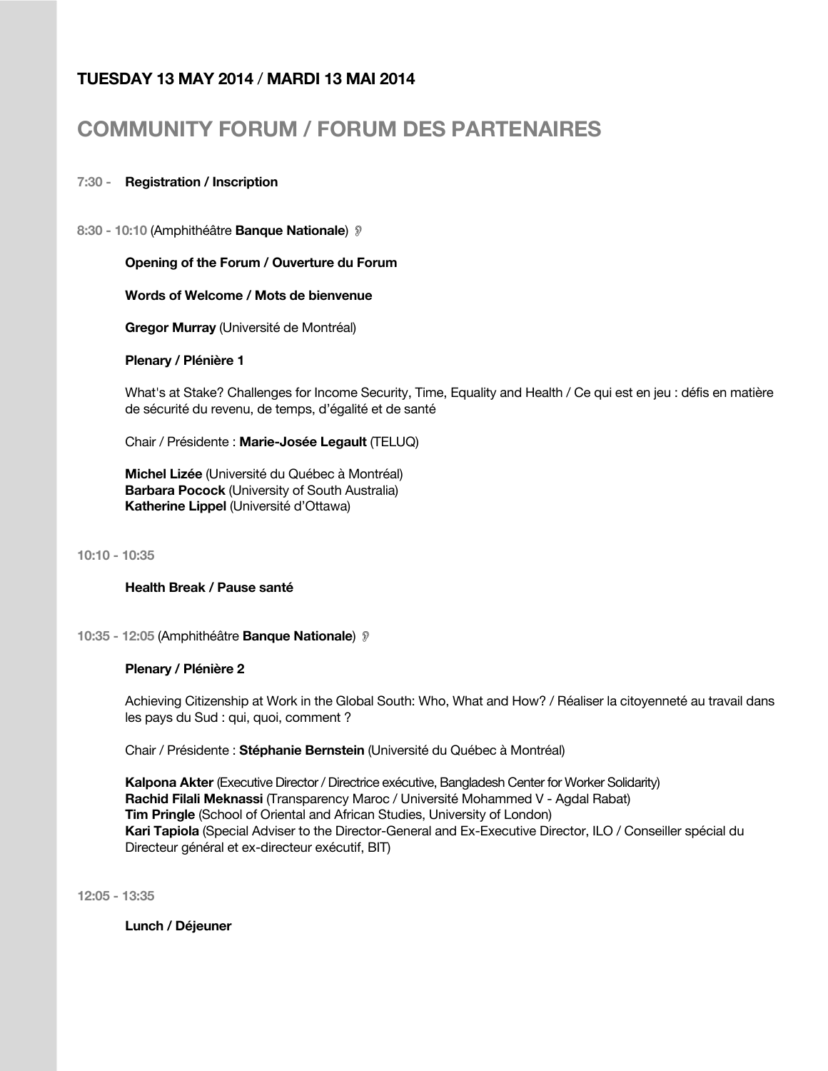## TUESDAY 13 MAY 2014 / MARDI 13 MAI 2014

# COMMUNITY FORUM / FORUM DES PARTENAIRES

**7:30 -** **Registration / Inscription**

**8:30 - 10:10** (Amphithéâtre **Banque Nationale**)

**Opening of the Forum / Ouverture du Forum**

**Words of Welcome / Mots de bienvenue**

**Gregor Murray** (Université de Montréal)

**Plenary / Plénière 1**

What's at Stake? Challenges for Income Security, Time, Equality and Health / Ce qui est en jeu : défis en matière de sécurité du revenu, de temps, d'égalité et de santé

Chair / Présidente : **Marie-Josée Legault** (TELUQ)

**Michel Lizée** (Université du Québec à Montréal)
**Barbara Pocock** (University of South Australia)
**Katherine Lippel** (Université d'Ottawa)

**10:10 - 10:35**

**Health Break / Pause santé**

**10:35 - 12:05** (Amphithéâtre **Banque Nationale**)

**Plenary / Plénière 2**

Achieving Citizenship at Work in the Global South: Who, What and How? / Réaliser la citoyenneté au travail dans les pays du Sud : qui, quoi, comment ?

Chair / Présidente : **Stéphanie Bernstein** (Université du Québec à Montréal)

**Kalpona Akter** (Executive Director / Directrice exécutive, Bangladesh Center for Worker Solidarity)
**Rachid Filali Meknassi** (Transparency Maroc / Université Mohammed V - Agdal Rabat)
**Tim Pringle** (School of Oriental and African Studies, University of London)
**Kari Tapiola** (Special Adviser to the Director-General and Ex-Executive Director, ILO / Conseiller spécial du Directeur général et ex-directeur exécutif, BIT)

**12:05 - 13:35**

**Lunch / Déjeuner**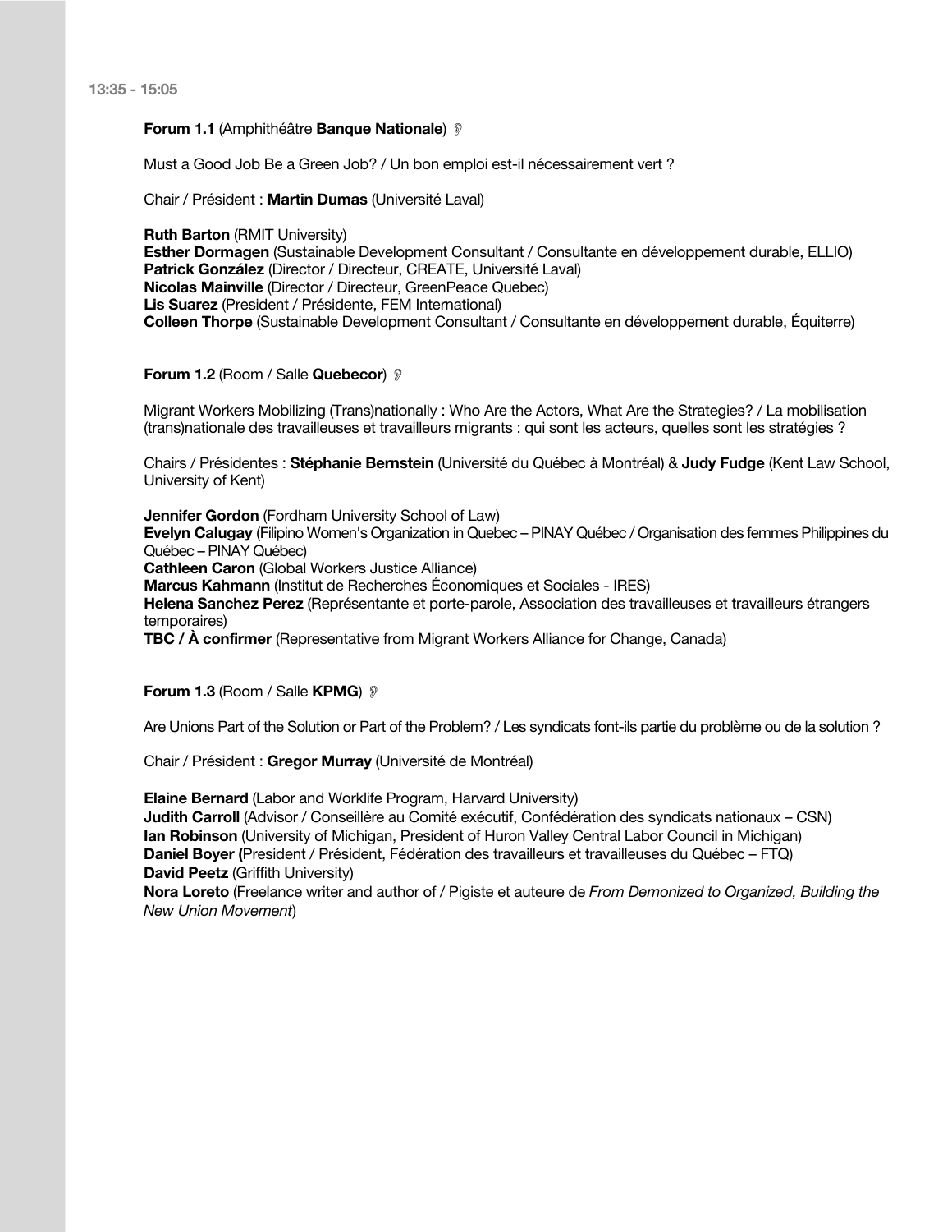**13:35 - 15:05**

**Forum 1.1** (Amphithéâtre **Banque Nationale**) 👂

Must a Good Job Be a Green Job? / Un bon emploi est-il nécessairement vert ?

Chair / Président : **Martin Dumas** (Université Laval)

**Ruth Barton** (RMIT University)
**Esther Dormagen** (Sustainable Development Consultant / Consultante en développement durable, ELLIO)
**Patrick González** (Director / Directeur, CREATE, Université Laval)
**Nicolas Mainville** (Director / Directeur, GreenPeace Quebec)
**Lis Suarez** (President / Présidente, FEM International)
**Colleen Thorpe** (Sustainable Development Consultant / Consultante en développement durable, Équiterre)

**Forum 1.2** (Room / Salle **Quebecor**) 👂

Migrant Workers Mobilizing (Trans)nationally : Who Are the Actors, What Are the Strategies? / La mobilisation (trans)nationale des travailleuses et travailleurs migrants : qui sont les acteurs, quelles sont les stratégies ?

Chairs / Présidentes : **Stéphanie Bernstein** (Université du Québec à Montréal) & **Judy Fudge** (Kent Law School, University of Kent)

**Jennifer Gordon** (Fordham University School of Law)
**Evelyn Calugay** (Filipino Women's Organization in Quebec – PINAY Québec / Organisation des femmes Philippines du Québec – PINAY Québec)
**Cathleen Caron** (Global Workers Justice Alliance)
**Marcus Kahmann** (Institut de Recherches Économiques et Sociales - IRES)
**Helena Sanchez Perez** (Représentante et porte-parole, Association des travailleuses et travailleurs étrangers temporaires)
**TBC / À confirmer** (Representative from Migrant Workers Alliance for Change, Canada)

**Forum 1.3** (Room / Salle **KPMG**) 👂

Are Unions Part of the Solution or Part of the Problem? / Les syndicats font-ils partie du problème ou de la solution ?

Chair / Président : **Gregor Murray** (Université de Montréal)

**Elaine Bernard** (Labor and Worklife Program, Harvard University)
**Judith Carroll** (Advisor / Conseillère au Comité exécutif, Confédération des syndicats nationaux – CSN)
**Ian Robinson** (University of Michigan, President of Huron Valley Central Labor Council in Michigan)
**Daniel Boyer (**President / Président, Fédération des travailleurs et travailleuses du Québec – FTQ)
**David Peetz** (Griffith University)
**Nora Loreto** (Freelance writer and author of / Pigiste et auteure de *From Demonized to Organized, Building the New Union Movement*)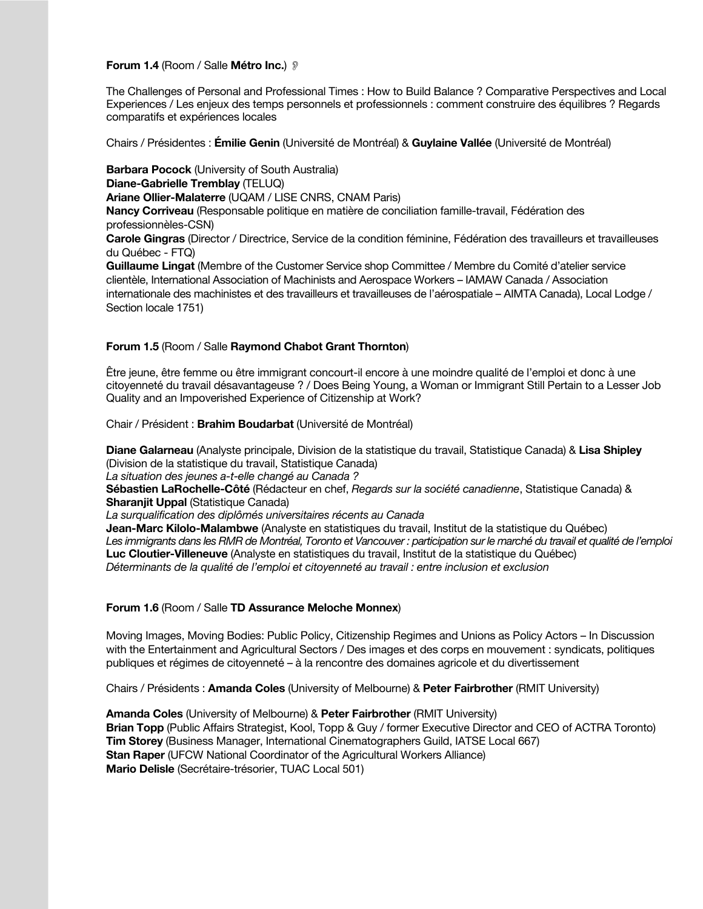**Forum 1.4** (Room / Salle **Métro Inc.**)

The Challenges of Personal and Professional Times : How to Build Balance ? Comparative Perspectives and Local Experiences / Les enjeux des temps personnels et professionnels : comment construire des équilibres ? Regards comparatifs et expériences locales

Chairs / Présidentes : **Émilie Genin** (Université de Montréal) & **Guylaine Vallée** (Université de Montréal)

**Barbara Pocock** (University of South Australia)
**Diane-Gabrielle Tremblay** (TELUQ)
**Ariane Ollier-Malaterre** (UQAM / LISE CNRS, CNAM Paris)
**Nancy Corriveau** (Responsable politique en matière de conciliation famille-travail, Fédération des professionnèles-CSN)
**Carole Gingras** (Director / Directrice, Service de la condition féminine, Fédération des travailleurs et travailleuses du Québec - FTQ)
**Guillaume Lingat** (Membre of the Customer Service shop Committee / Membre du Comité d'atelier service clientèle, International Association of Machinists and Aerospace Workers – IAMAW Canada / Association internationale des machinistes et des travailleurs et travailleuses de l'aérospatiale – AIMTA Canada), Local Lodge / Section locale 1751)

**Forum 1.5** (Room / Salle **Raymond Chabot Grant Thornton**)

Être jeune, être femme ou être immigrant concourt-il encore à une moindre qualité de l'emploi et donc à une citoyenneté du travail désavantageuse ? / Does Being Young, a Woman or Immigrant Still Pertain to a Lesser Job Quality and an Impoverished Experience of Citizenship at Work?

Chair / Président : **Brahim Boudarbat** (Université de Montréal)

**Diane Galarneau** (Analyste principale, Division de la statistique du travail, Statistique Canada) & **Lisa Shipley** (Division de la statistique du travail, Statistique Canada)
*La situation des jeunes a-t-elle changé au Canada ?*
**Sébastien LaRochelle-Côté** (Rédacteur en chef, *Regards sur la société canadienne*, Statistique Canada) & **Sharanjit Uppal** (Statistique Canada)
*La surqualification des diplômés universitaires récents au Canada*
**Jean-Marc Kilolo-Malambwe** (Analyste en statistiques du travail, Institut de la statistique du Québec)
*Les immigrants dans les RMR de Montréal, Toronto et Vancouver : participation sur le marché du travail et qualité de l'emploi*
**Luc Cloutier-Villeneuve** (Analyste en statistiques du travail, Institut de la statistique du Québec)
*Déterminants de la qualité de l'emploi et citoyenneté au travail : entre inclusion et exclusion*

**Forum 1.6** (Room / Salle **TD Assurance Meloche Monnex**)

Moving Images, Moving Bodies: Public Policy, Citizenship Regimes and Unions as Policy Actors – In Discussion with the Entertainment and Agricultural Sectors / Des images et des corps en mouvement : syndicats, politiques publiques et régimes de citoyenneté – à la rencontre des domaines agricole et du divertissement

Chairs / Présidents : **Amanda Coles** (University of Melbourne) & **Peter Fairbrother** (RMIT University)

**Amanda Coles** (University of Melbourne) & **Peter Fairbrother** (RMIT University)
**Brian Topp** (Public Affairs Strategist, Kool, Topp & Guy / former Executive Director and CEO of ACTRA Toronto)
**Tim Storey** (Business Manager, International Cinematographers Guild, IATSE Local 667)
**Stan Raper** (UFCW National Coordinator of the Agricultural Workers Alliance)
**Mario Delisle** (Secrétaire-trésorier, TUAC Local 501)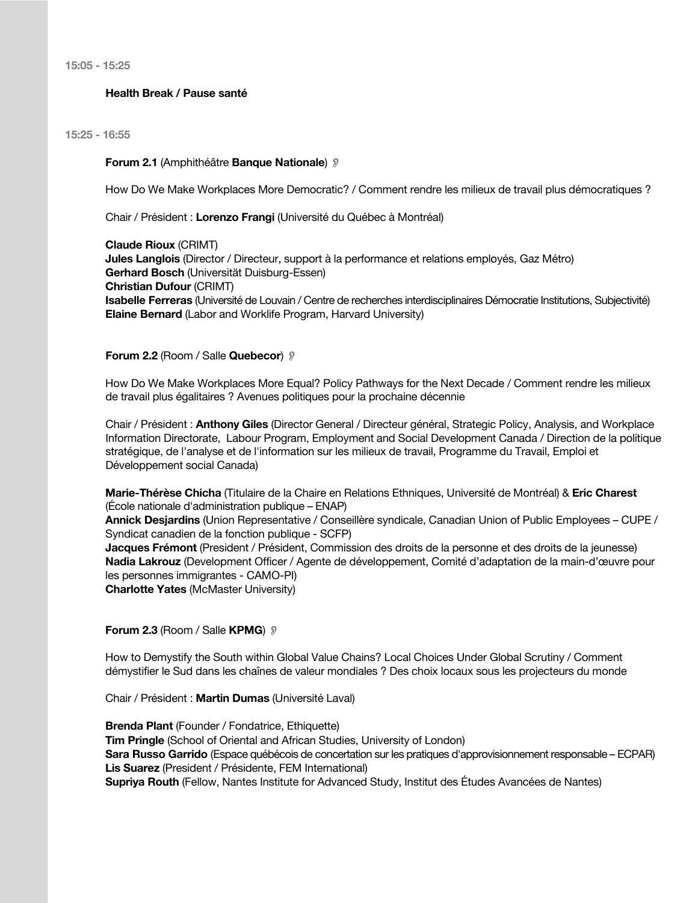**15:05 - 15:25**

**Health Break / Pause santé**

**15:25 - 16:55**

**Forum 2.1** (Amphithéâtre **Banque Nationale**) 

How Do We Make Workplaces More Democratic? / Comment rendre les milieux de travail plus démocratiques ?

Chair / Président : **Lorenzo Frangi** (Université du Québec à Montréal)

**Claude Rioux** (CRIMT)
**Jules Langlois** (Director / Directeur, support à la performance et relations employés, Gaz Métro)
**Gerhard Bosch** (Universität Duisburg-Essen)
**Christian Dufour** (CRIMT)
**Isabelle Ferreras** (Université de Louvain / Centre de recherches interdisciplinaires Démocratie Institutions, Subjectivité)
**Elaine Bernard** (Labor and Worklife Program, Harvard University)

**Forum 2.2** (Room / Salle **Quebecor**) 

How Do We Make Workplaces More Equal? Policy Pathways for the Next Decade / Comment rendre les milieux de travail plus égalitaires ? Avenues politiques pour la prochaine décennie

Chair / Président : **Anthony Giles** (Director General / Directeur général, Strategic Policy, Analysis, and Workplace Information Directorate, Labour Program, Employment and Social Development Canada / Direction de la politique stratégique, de l'analyse et de l'information sur les milieux de travail, Programme du Travail, Emploi et Développement social Canada)

**Marie-Thérèse Chicha** (Titulaire de la Chaire en Relations Ethniques, Université de Montréal) & **Eric Charest** (École nationale d'administration publique – ENAP)
**Annick Desjardins** (Union Representative / Conseillère syndicale, Canadian Union of Public Employees – CUPE / Syndicat canadien de la fonction publique - SCFP)
**Jacques Frémont** (President / Président, Commission des droits de la personne et des droits de la jeunesse)
**Nadia Lakrouz** (Development Officer / Agente de développement, Comité d'adaptation de la main-d'œuvre pour les personnes immigrantes - CAMO-PI)
**Charlotte Yates** (McMaster University)

**Forum 2.3** (Room / Salle **KPMG**) 

How to Demystify the South within Global Value Chains? Local Choices Under Global Scrutiny / Comment démystifier le Sud dans les chaînes de valeur mondiales ? Des choix locaux sous les projecteurs du monde

Chair / Président : **Martin Dumas** (Université Laval)

**Brenda Plant** (Founder / Fondatrice, Ethiquette)
**Tim Pringle** (School of Oriental and African Studies, University of London)
**Sara Russo Garrido** (Espace québécois de concertation sur les pratiques d'approvisionnement responsable – ECPAR)
**Lis Suarez** (President / Présidente, FEM International)
**Supriya Routh** (Fellow, Nantes Institute for Advanced Study, Institut des Études Avancées de Nantes)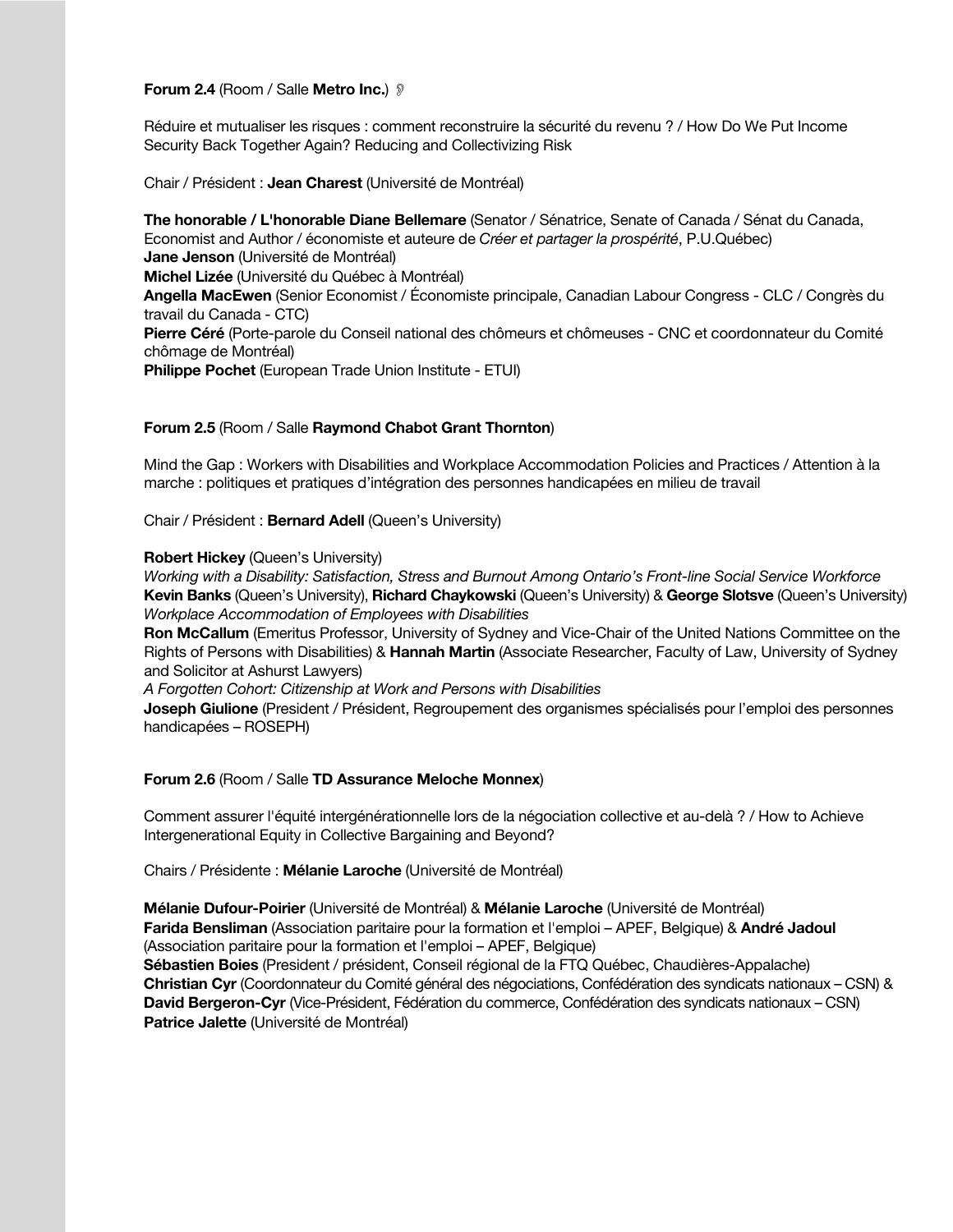**Forum 2.4** (Room / Salle **Metro Inc.**)

Réduire et mutualiser les risques : comment reconstruire la sécurité du revenu ? / How Do We Put Income Security Back Together Again? Reducing and Collectivizing Risk

Chair / Président : **Jean Charest** (Université de Montréal)

**The honorable / L'honorable Diane Bellemare** (Senator / Sénatrice, Senate of Canada / Sénat du Canada, Economist and Author / économiste et auteure de *Créer et partager la prospérité*, P.U.Québec)
**Jane Jenson** (Université de Montréal)
**Michel Lizée** (Université du Québec à Montréal)
**Angella MacEwen** (Senior Economist / Économiste principale, Canadian Labour Congress - CLC / Congrès du travail du Canada - CTC)
**Pierre Céré** (Porte-parole du Conseil national des chômeurs et chômeuses - CNC et coordonnateur du Comité chômage de Montréal)
**Philippe Pochet** (European Trade Union Institute - ETUI)

**Forum 2.5** (Room / Salle **Raymond Chabot Grant Thornton**)

Mind the Gap : Workers with Disabilities and Workplace Accommodation Policies and Practices / Attention à la marche : politiques et pratiques d'intégration des personnes handicapées en milieu de travail

Chair / Président : **Bernard Adell** (Queen's University)

**Robert Hickey** (Queen's University)
*Working with a Disability: Satisfaction, Stress and Burnout Among Ontario's Front-line Social Service Workforce*
**Kevin Banks** (Queen's University), **Richard Chaykowski** (Queen's University) & **George Slotsve** (Queen's University)
*Workplace Accommodation of Employees with Disabilities*
**Ron McCallum** (Emeritus Professor, University of Sydney and Vice-Chair of the United Nations Committee on the Rights of Persons with Disabilities) & **Hannah Martin** (Associate Researcher, Faculty of Law, University of Sydney and Solicitor at Ashurst Lawyers)
*A Forgotten Cohort: Citizenship at Work and Persons with Disabilities*
**Joseph Giulione** (President / Président, Regroupement des organismes spécialisés pour l'emploi des personnes handicapées – ROSEPH)

**Forum 2.6** (Room / Salle **TD Assurance Meloche Monnex**)

Comment assurer l'équité intergénérationnelle lors de la négociation collective et au-delà ? / How to Achieve Intergenerational Equity in Collective Bargaining and Beyond?

Chairs / Présidente : **Mélanie Laroche** (Université de Montréal)

**Mélanie Dufour-Poirier** (Université de Montréal) & **Mélanie Laroche** (Université de Montréal)
**Farida Bensliman** (Association paritaire pour la formation et l'emploi – APEF, Belgique) & **André Jadoul** (Association paritaire pour la formation et l'emploi – APEF, Belgique)
**Sébastien Boies** (President / président, Conseil régional de la FTQ Québec, Chaudières-Appalache)
**Christian Cyr** (Coordonnateur du Comité général des négociations, Confédération des syndicats nationaux – CSN) & **David Bergeron-Cyr** (Vice-Président, Fédération du commerce, Confédération des syndicats nationaux – CSN)
**Patrice Jalette** (Université de Montréal)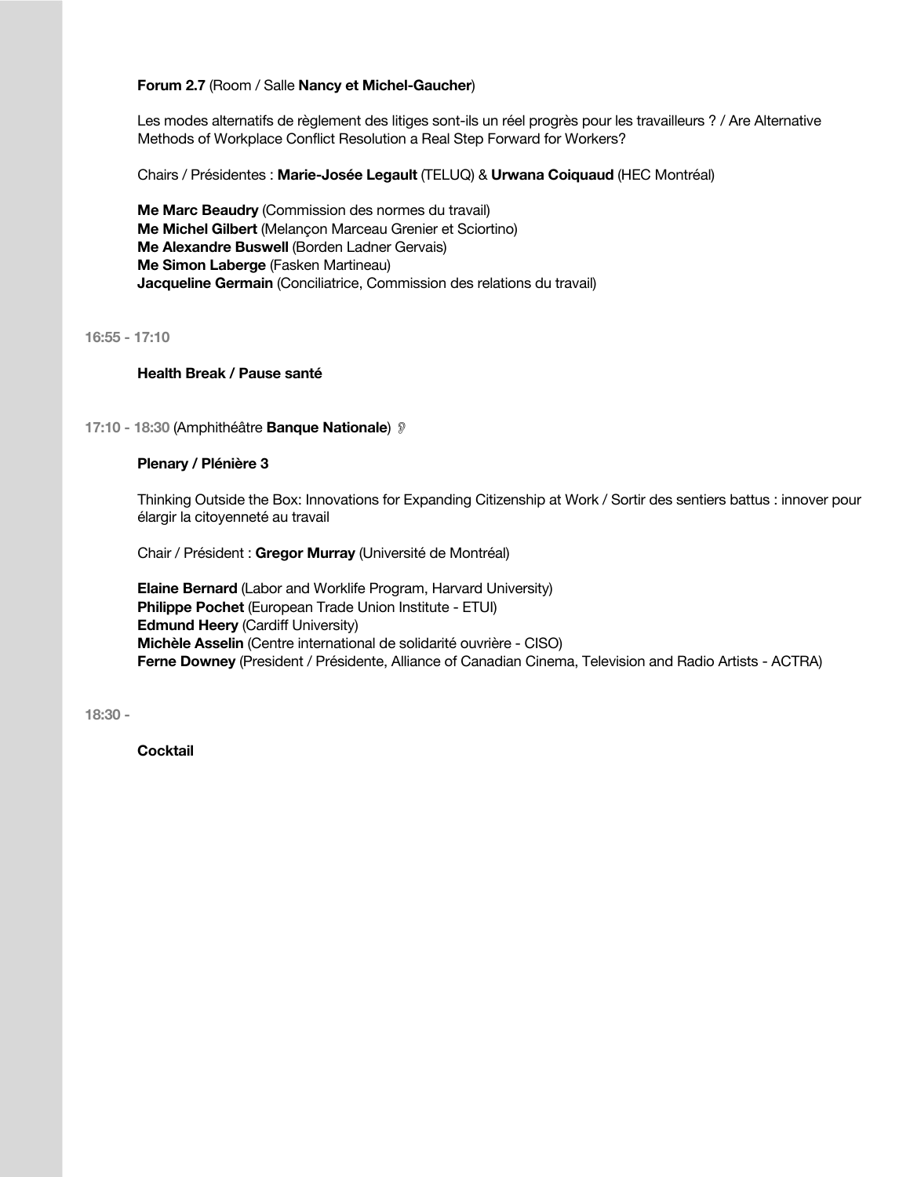**Forum 2.7** (Room / Salle **Nancy et Michel-Gaucher**)

Les modes alternatifs de règlement des litiges sont-ils un réel progrès pour les travailleurs ? / Are Alternative Methods of Workplace Conflict Resolution a Real Step Forward for Workers?

Chairs / Présidentes : **Marie-Josée Legault** (TELUQ) & **Urwana Coiquaud** (HEC Montréal)

**Me Marc Beaudry** (Commission des normes du travail)
**Me Michel Gilbert** (Melançon Marceau Grenier et Sciortino)
**Me Alexandre Buswell** (Borden Ladner Gervais)
**Me Simon Laberge** (Fasken Martineau)
**Jacqueline Germain** (Conciliatrice, Commission des relations du travail)

16:55 - 17:10

**Health Break / Pause santé**

17:10 - 18:30 (Amphithéâtre **Banque Nationale**)

**Plenary / Plénière 3**

Thinking Outside the Box: Innovations for Expanding Citizenship at Work / Sortir des sentiers battus : innover pour élargir la citoyenneté au travail

Chair / Président : **Gregor Murray** (Université de Montréal)

**Elaine Bernard** (Labor and Worklife Program, Harvard University)
**Philippe Pochet** (European Trade Union Institute - ETUI)
**Edmund Heery** (Cardiff University)
**Michèle Asselin** (Centre international de solidarité ouvrière - CISO)
**Ferne Downey** (President / Présidente, Alliance of Canadian Cinema, Television and Radio Artists - ACTRA)

18:30 -

**Cocktail**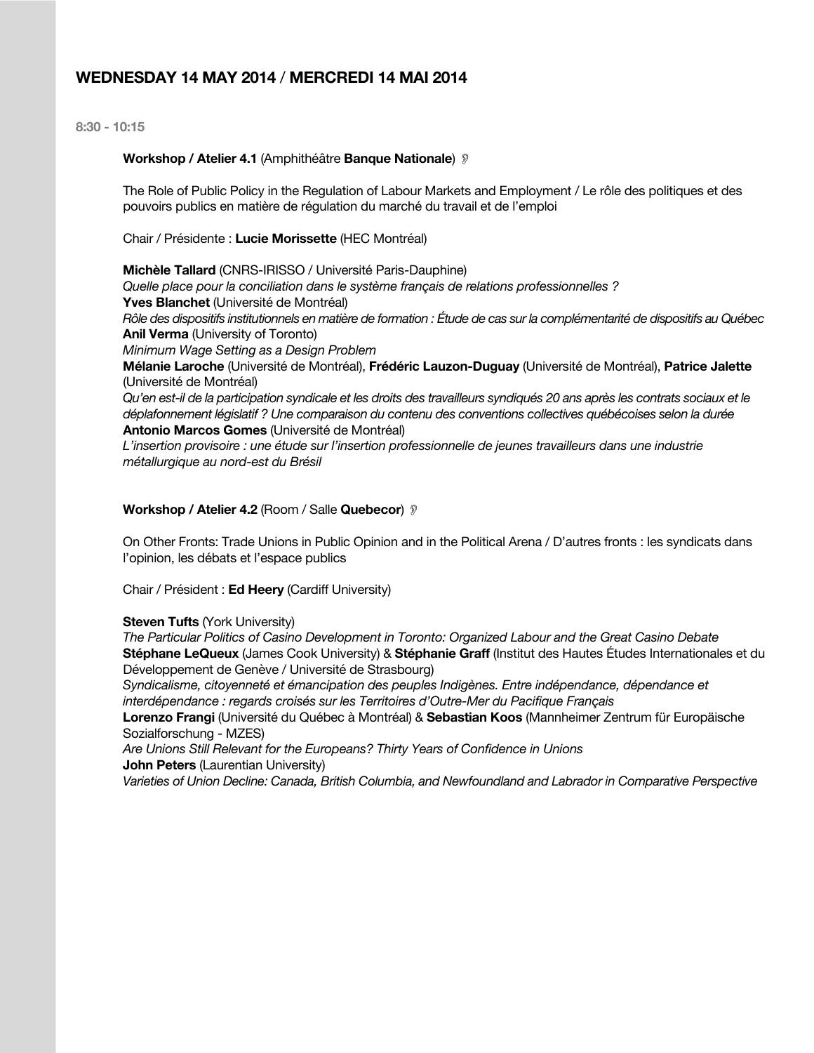## WEDNESDAY 14 MAY 2014 / MERCREDI 14 MAI 2014

**8:30 - 10:15**

**Workshop / Atelier 4.1** (Amphithéâtre **Banque Nationale**)

The Role of Public Policy in the Regulation of Labour Markets and Employment / Le rôle des politiques et des pouvoirs publics en matière de régulation du marché du travail et de l'emploi

Chair / Présidente : **Lucie Morissette** (HEC Montréal)

**Michèle Tallard** (CNRS-IRISSO / Université Paris-Dauphine)
*Quelle place pour la conciliation dans le système français de relations professionnelles ?*
**Yves Blanchet** (Université de Montréal)
*Rôle des dispositifs institutionnels en matière de formation : Étude de cas sur la complémentarité de dispositifs au Québec*
**Anil Verma** (University of Toronto)
*Minimum Wage Setting as a Design Problem*
**Mélanie Laroche** (Université de Montréal), **Frédéric Lauzon-Duguay** (Université de Montréal), **Patrice Jalette** (Université de Montréal)
*Qu'en est-il de la participation syndicale et les droits des travailleurs syndiqués 20 ans après les contrats sociaux et le déplafonnement législatif ? Une comparaison du contenu des conventions collectives québécoises selon la durée*
**Antonio Marcos Gomes** (Université de Montréal)
*L'insertion provisoire : une étude sur l'insertion professionnelle de jeunes travailleurs dans une industrie métallurgique au nord-est du Brésil*

**Workshop / Atelier 4.2** (Room / Salle **Quebecor**)

On Other Fronts: Trade Unions in Public Opinion and in the Political Arena / D'autres fronts : les syndicats dans l'opinion, les débats et l'espace publics

Chair / Président : **Ed Heery** (Cardiff University)

**Steven Tufts** (York University)
*The Particular Politics of Casino Development in Toronto: Organized Labour and the Great Casino Debate*
**Stéphane LeQueux** (James Cook University) & **Stéphanie Graff** (Institut des Hautes Études Internationales et du Développement de Genève / Université de Strasbourg)
*Syndicalisme, citoyenneté et émancipation des peuples Indigènes. Entre indépendance, dépendance et interdépendance : regards croisés sur les Territoires d'Outre-Mer du Pacifique Français*
**Lorenzo Frangi** (Université du Québec à Montréal) & **Sebastian Koos** (Mannheimer Zentrum für Europäische Sozialforschung - MZES)
*Are Unions Still Relevant for the Europeans? Thirty Years of Confidence in Unions*
**John Peters** (Laurentian University)
*Varieties of Union Decline: Canada, British Columbia, and Newfoundland and Labrador in Comparative Perspective*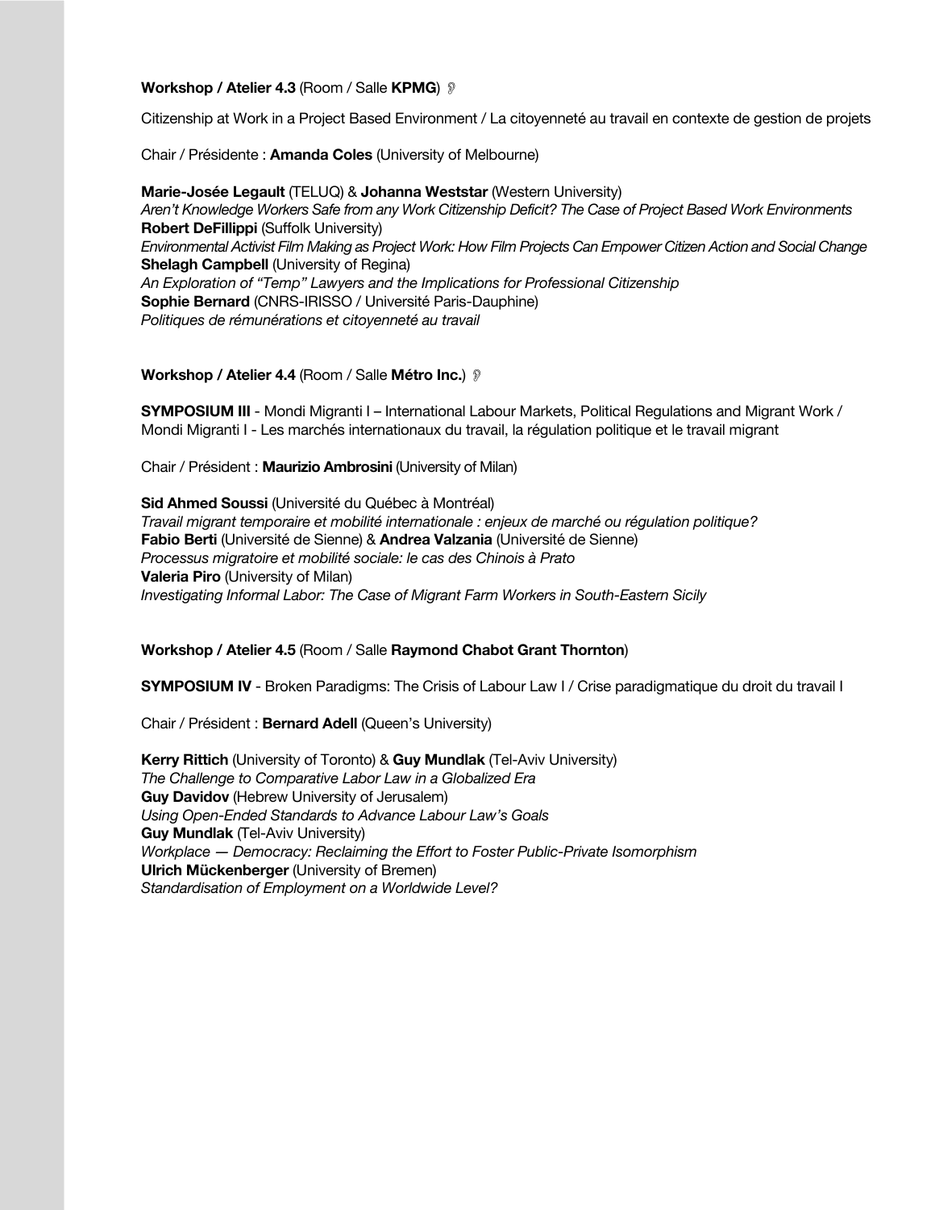**Workshop / Atelier 4.3** (Room / Salle **KPMG**)

Citizenship at Work in a Project Based Environment / La citoyenneté au travail en contexte de gestion de projets

Chair / Présidente : **Amanda Coles** (University of Melbourne)

**Marie-Josée Legault** (TELUQ) & **Johanna Weststar** (Western University)
*Aren't Knowledge Workers Safe from any Work Citizenship Deficit? The Case of Project Based Work Environments*
**Robert DeFillippi** (Suffolk University)
*Environmental Activist Film Making as Project Work: How Film Projects Can Empower Citizen Action and Social Change*
**Shelagh Campbell** (University of Regina)
*An Exploration of "Temp" Lawyers and the Implications for Professional Citizenship*
**Sophie Bernard** (CNRS-IRISSO / Université Paris-Dauphine)
*Politiques de rémunérations et citoyenneté au travail*

**Workshop / Atelier 4.4** (Room / Salle **Métro Inc.**)

**SYMPOSIUM III** - Mondi Migranti I – International Labour Markets, Political Regulations and Migrant Work / Mondi Migranti I - Les marchés internationaux du travail, la régulation politique et le travail migrant

Chair / Président : **Maurizio Ambrosini** (University of Milan)

**Sid Ahmed Soussi** (Université du Québec à Montréal)
*Travail migrant temporaire et mobilité internationale : enjeux de marché ou régulation politique?*
**Fabio Berti** (Université de Sienne) & **Andrea Valzania** (Université de Sienne)
*Processus migratoire et mobilité sociale: le cas des Chinois à Prato*
**Valeria Piro** (University of Milan)
*Investigating Informal Labor: The Case of Migrant Farm Workers in South-Eastern Sicily*

**Workshop / Atelier 4.5** (Room / Salle **Raymond Chabot Grant Thornton**)

**SYMPOSIUM IV** - Broken Paradigms: The Crisis of Labour Law I / Crise paradigmatique du droit du travail I

Chair / Président : **Bernard Adell** (Queen's University)

**Kerry Rittich** (University of Toronto) & **Guy Mundlak** (Tel-Aviv University)
*The Challenge to Comparative Labor Law in a Globalized Era*
**Guy Davidov** (Hebrew University of Jerusalem)
*Using Open-Ended Standards to Advance Labour Law's Goals*
**Guy Mundlak** (Tel-Aviv University)
*Workplace — Democracy: Reclaiming the Effort to Foster Public-Private Isomorphism*
**Ulrich Mückenberger** (University of Bremen)
*Standardisation of Employment on a Worldwide Level?*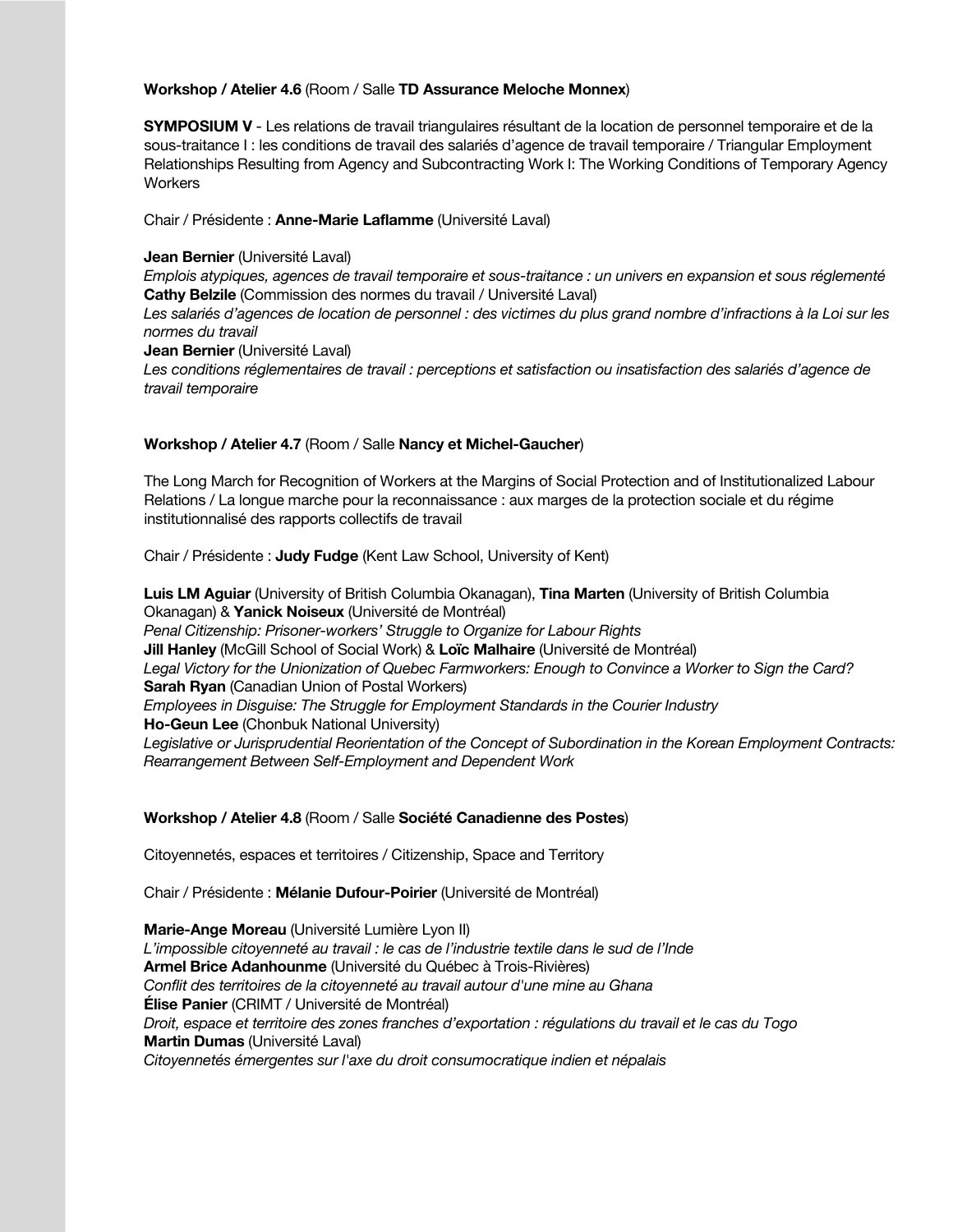**Workshop / Atelier 4.6** (Room / Salle **TD Assurance Meloche Monnex**)

**SYMPOSIUM V** - Les relations de travail triangulaires résultant de la location de personnel temporaire et de la sous-traitance I : les conditions de travail des salariés d'agence de travail temporaire / Triangular Employment Relationships Resulting from Agency and Subcontracting Work I: The Working Conditions of Temporary Agency Workers

Chair / Présidente : **Anne-Marie Laflamme** (Université Laval)

**Jean Bernier** (Université Laval)
*Emplois atypiques, agences de travail temporaire et sous-traitance : un univers en expansion et sous réglementé*
**Cathy Belzile** (Commission des normes du travail / Université Laval)
*Les salariés d'agences de location de personnel : des victimes du plus grand nombre d'infractions à la Loi sur les normes du travail*
**Jean Bernier** (Université Laval)
*Les conditions réglementaires de travail : perceptions et satisfaction ou insatisfaction des salariés d'agence de travail temporaire*

**Workshop / Atelier 4.7** (Room / Salle **Nancy et Michel-Gaucher**)

The Long March for Recognition of Workers at the Margins of Social Protection and of Institutionalized Labour Relations / La longue marche pour la reconnaissance : aux marges de la protection sociale et du régime institutionnalisé des rapports collectifs de travail

Chair / Présidente : **Judy Fudge** (Kent Law School, University of Kent)

**Luis LM Aguiar** (University of British Columbia Okanagan), **Tina Marten** (University of British Columbia Okanagan) & **Yanick Noiseux** (Université de Montréal)
*Penal Citizenship: Prisoner-workers' Struggle to Organize for Labour Rights*
**Jill Hanley** (McGill School of Social Work) & **Loïc Malhaire** (Université de Montréal)
*Legal Victory for the Unionization of Quebec Farmworkers: Enough to Convince a Worker to Sign the Card?*
**Sarah Ryan** (Canadian Union of Postal Workers)
*Employees in Disguise: The Struggle for Employment Standards in the Courier Industry*
**Ho-Geun Lee** (Chonbuk National University)
*Legislative or Jurisprudential Reorientation of the Concept of Subordination in the Korean Employment Contracts: Rearrangement Between Self-Employment and Dependent Work*

**Workshop / Atelier 4.8** (Room / Salle **Société Canadienne des Postes**)

Citoyennetés, espaces et territoires / Citizenship, Space and Territory

Chair / Présidente : **Mélanie Dufour-Poirier** (Université de Montréal)

**Marie-Ange Moreau** (Université Lumière Lyon II)
*L'impossible citoyenneté au travail : le cas de l'industrie textile dans le sud de l'Inde*
**Armel Brice Adanhounme** (Université du Québec à Trois-Rivières)
*Conflit des territoires de la citoyenneté au travail autour d'une mine au Ghana*
**Élise Panier** (CRIMT / Université de Montréal)
*Droit, espace et territoire des zones franches d'exportation : régulations du travail et le cas du Togo*
**Martin Dumas** (Université Laval)
*Citoyennetés émergentes sur l'axe du droit consumocratique indien et népalais*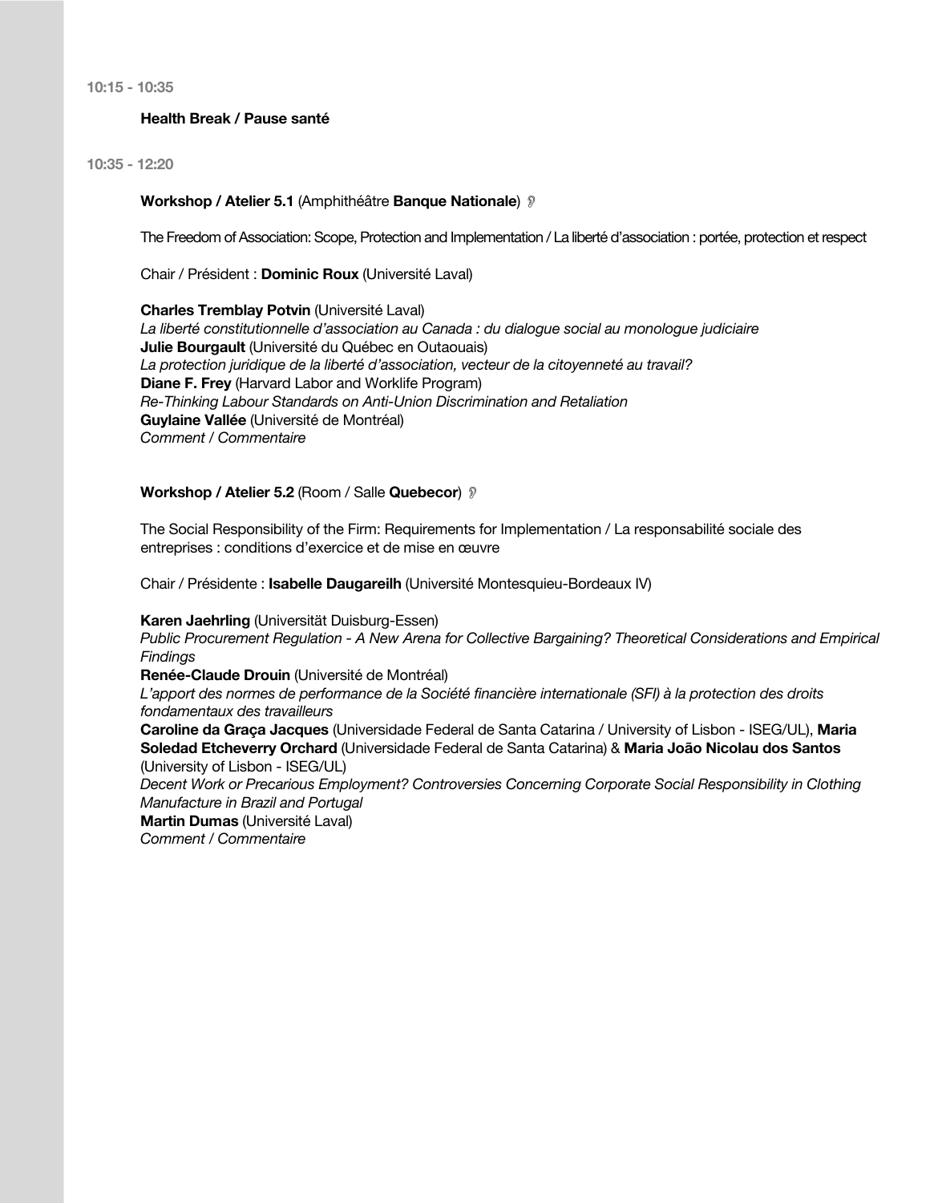**10:15 - 10:35**

**Health Break / Pause santé**

**10:35 - 12:20**

**Workshop / Atelier 5.1** (Amphithéâtre **Banque Nationale**)

The Freedom of Association: Scope, Protection and Implementation / La liberté d'association : portée, protection et respect

Chair / Président : **Dominic Roux** (Université Laval)

**Charles Tremblay Potvin** (Université Laval)
*La liberté constitutionnelle d'association au Canada : du dialogue social au monologue judiciaire*
**Julie Bourgault** (Université du Québec en Outaouais)
*La protection juridique de la liberté d'association, vecteur de la citoyenneté au travail?*
**Diane F. Frey** (Harvard Labor and Worklife Program)
*Re-Thinking Labour Standards on Anti-Union Discrimination and Retaliation*
**Guylaine Vallée** (Université de Montréal)
*Comment / Commentaire*

**Workshop / Atelier 5.2** (Room / Salle **Quebecor**)

The Social Responsibility of the Firm: Requirements for Implementation / La responsabilité sociale des entreprises : conditions d'exercice et de mise en œuvre

Chair / Présidente : **Isabelle Daugareilh** (Université Montesquieu-Bordeaux IV)

**Karen Jaehrling** (Universität Duisburg-Essen)
*Public Procurement Regulation - A New Arena for Collective Bargaining? Theoretical Considerations and Empirical Findings*
**Renée-Claude Drouin** (Université de Montréal)
*L'apport des normes de performance de la Société financière internationale (SFI) à la protection des droits fondamentaux des travailleurs*
**Caroline da Graça Jacques** (Universidade Federal de Santa Catarina / University of Lisbon - ISEG/UL), **Maria Soledad Etcheverry Orchard** (Universidade Federal de Santa Catarina) & **Maria João Nicolau dos Santos** (University of Lisbon - ISEG/UL)
*Decent Work or Precarious Employment? Controversies Concerning Corporate Social Responsibility in Clothing Manufacture in Brazil and Portugal*
**Martin Dumas** (Université Laval)
*Comment / Commentaire*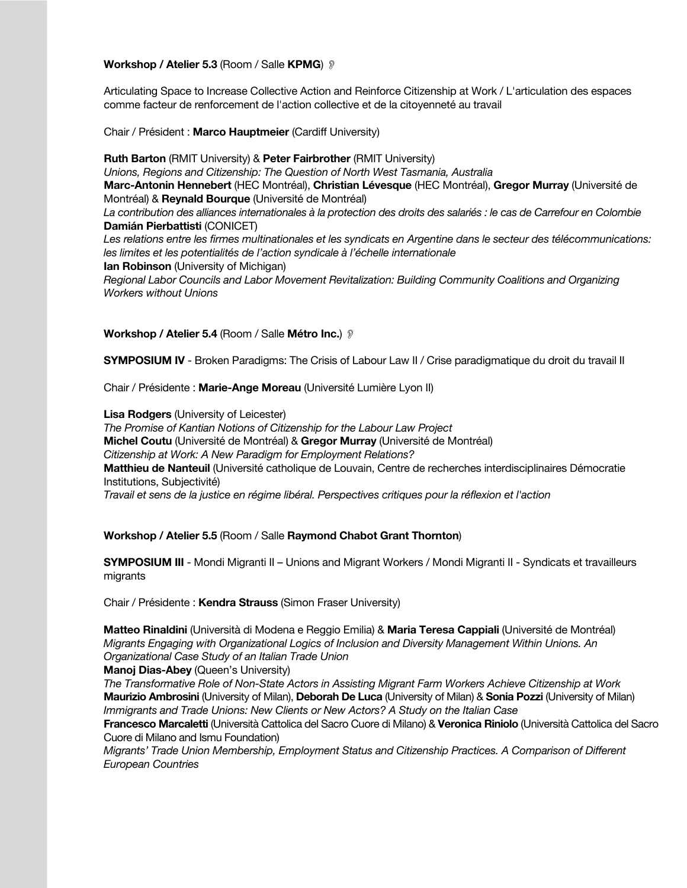**Workshop / Atelier 5.3** (Room / Salle **KPMG**)

Articulating Space to Increase Collective Action and Reinforce Citizenship at Work / L'articulation des espaces comme facteur de renforcement de l'action collective et de la citoyenneté au travail

Chair / Président : **Marco Hauptmeier** (Cardiff University)

**Ruth Barton** (RMIT University) & **Peter Fairbrother** (RMIT University)
*Unions, Regions and Citizenship: The Question of North West Tasmania, Australia*
**Marc-Antonin Hennebert** (HEC Montréal), **Christian Lévesque** (HEC Montréal), **Gregor Murray** (Université de Montréal) & **Reynald Bourque** (Université de Montréal)
*La contribution des alliances internationales à la protection des droits des salariés : le cas de Carrefour en Colombie*
**Damián Pierbattisti** (CONICET)
*Les relations entre les firmes multinationales et les syndicats en Argentine dans le secteur des télécommunications: les limites et les potentialités de l'action syndicale à l'échelle internationale*
**Ian Robinson** (University of Michigan)
*Regional Labor Councils and Labor Movement Revitalization: Building Community Coalitions and Organizing Workers without Unions*

**Workshop / Atelier 5.4** (Room / Salle **Métro Inc.**)

**SYMPOSIUM IV** - Broken Paradigms: The Crisis of Labour Law II / Crise paradigmatique du droit du travail II

Chair / Présidente : **Marie-Ange Moreau** (Université Lumière Lyon II)

**Lisa Rodgers** (University of Leicester)
*The Promise of Kantian Notions of Citizenship for the Labour Law Project*
**Michel Coutu** (Université de Montréal) & **Gregor Murray** (Université de Montréal)
*Citizenship at Work: A New Paradigm for Employment Relations?*
**Matthieu de Nanteuil** (Université catholique de Louvain, Centre de recherches interdisciplinaires Démocratie Institutions, Subjectivité)
*Travail et sens de la justice en régime libéral. Perspectives critiques pour la réflexion et l'action*

**Workshop / Atelier 5.5** (Room / Salle **Raymond Chabot Grant Thornton**)

**SYMPOSIUM III** - Mondi Migranti II – Unions and Migrant Workers / Mondi Migranti II - Syndicats et travailleurs migrants

Chair / Présidente : **Kendra Strauss** (Simon Fraser University)

**Matteo Rinaldini** (Università di Modena e Reggio Emilia) & **Maria Teresa Cappiali** (Université de Montréal)
*Migrants Engaging with Organizational Logics of Inclusion and Diversity Management Within Unions. An Organizational Case Study of an Italian Trade Union*
**Manoj Dias-Abey** (Queen's University)
*The Transformative Role of Non-State Actors in Assisting Migrant Farm Workers Achieve Citizenship at Work*
**Maurizio Ambrosini** (University of Milan), **Deborah De Luca** (University of Milan) & **Sonia Pozzi** (University of Milan)
*Immigrants and Trade Unions: New Clients or New Actors? A Study on the Italian Case*
**Francesco Marcaletti** (Università Cattolica del Sacro Cuore di Milano) & **Veronica Riniolo** (Università Cattolica del Sacro Cuore di Milano and Ismu Foundation)
*Migrants' Trade Union Membership, Employment Status and Citizenship Practices. A Comparison of Different European Countries*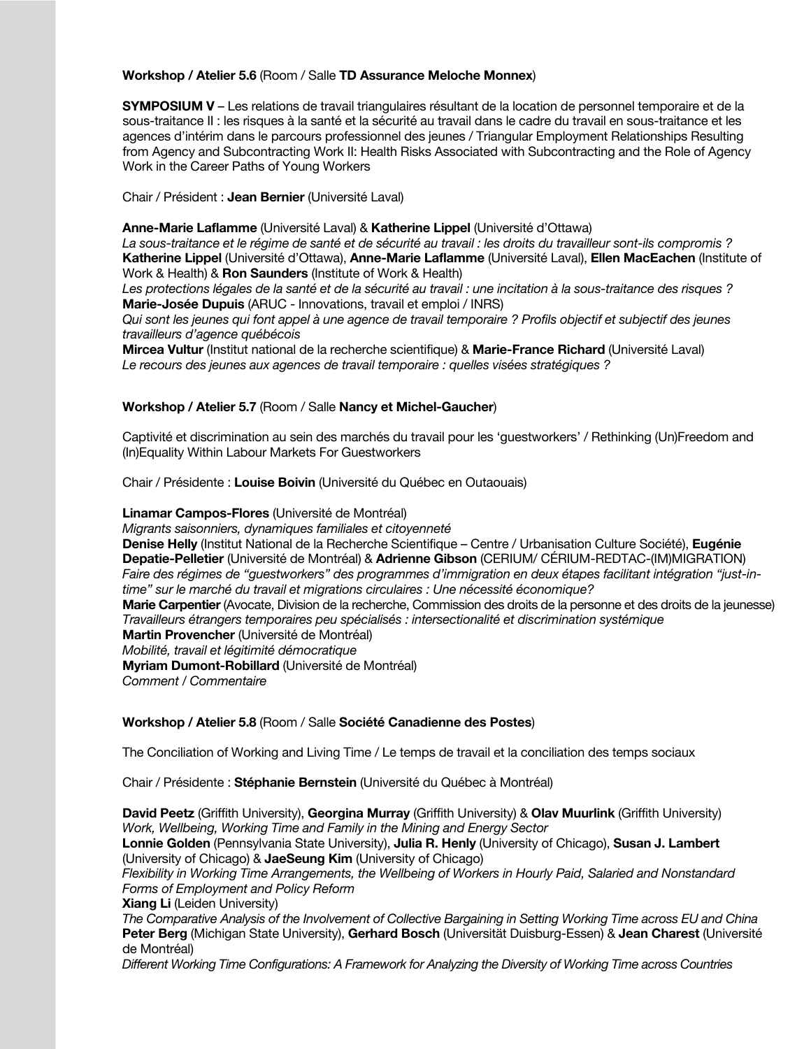**Workshop / Atelier 5.6** (Room / Salle **TD Assurance Meloche Monnex**)

**SYMPOSIUM V** – Les relations de travail triangulaires résultant de la location de personnel temporaire et de la sous-traitance II : les risques à la santé et la sécurité au travail dans le cadre du travail en sous-traitance et les agences d'intérim dans le parcours professionnel des jeunes / Triangular Employment Relationships Resulting from Agency and Subcontracting Work II: Health Risks Associated with Subcontracting and the Role of Agency Work in the Career Paths of Young Workers

Chair / Président : **Jean Bernier** (Université Laval)

**Anne-Marie Laflamme** (Université Laval) & **Katherine Lippel** (Université d'Ottawa)
*La sous-traitance et le régime de santé et de sécurité au travail : les droits du travailleur sont-ils compromis ?*
**Katherine Lippel** (Université d'Ottawa), **Anne-Marie Laflamme** (Université Laval), **Ellen MacEachen** (Institute of Work & Health) & **Ron Saunders** (Institute of Work & Health)
*Les protections légales de la santé et de la sécurité au travail : une incitation à la sous-traitance des risques ?*
**Marie-Josée Dupuis** (ARUC - Innovations, travail et emploi / INRS)
*Qui sont les jeunes qui font appel à une agence de travail temporaire ? Profils objectif et subjectif des jeunes travailleurs d'agence québécois*
**Mircea Vultur** (Institut national de la recherche scientifique) & **Marie-France Richard** (Université Laval)
*Le recours des jeunes aux agences de travail temporaire : quelles visées stratégiques ?*

**Workshop / Atelier 5.7** (Room / Salle **Nancy et Michel-Gaucher**)

Captivité et discrimination au sein des marchés du travail pour les 'guestworkers' / Rethinking (Un)Freedom and (In)Equality Within Labour Markets For Guestworkers

Chair / Présidente : **Louise Boivin** (Université du Québec en Outaouais)

**Linamar Campos-Flores** (Université de Montréal)
*Migrants saisonniers, dynamiques familiales et citoyenneté*
**Denise Helly** (Institut National de la Recherche Scientifique – Centre / Urbanisation Culture Société), **Eugénie Depatie-Pelletier** (Université de Montréal) & **Adrienne Gibson** (CERIUM/ CÉRIUM-REDTAC-(IM)MIGRATION)
*Faire des régimes de "guestworkers" des programmes d'immigration en deux étapes facilitant intégration "just-in-time" sur le marché du travail et migrations circulaires : Une nécessité économique?*
**Marie Carpentier** (Avocate, Division de la recherche, Commission des droits de la personne et des droits de la jeunesse)
*Travailleurs étrangers temporaires peu spécialisés : intersectionalité et discrimination systémique*
**Martin Provencher** (Université de Montréal)
*Mobilité, travail et légitimité démocratique*
**Myriam Dumont-Robillard** (Université de Montréal)
*Comment / Commentaire*

**Workshop / Atelier 5.8** (Room / Salle **Société Canadienne des Postes**)

The Conciliation of Working and Living Time / Le temps de travail et la conciliation des temps sociaux

Chair / Présidente : **Stéphanie Bernstein** (Université du Québec à Montréal)

**David Peetz** (Griffith University), **Georgina Murray** (Griffith University) & **Olav Muurlink** (Griffith University)
*Work, Wellbeing, Working Time and Family in the Mining and Energy Sector*
**Lonnie Golden** (Pennsylvania State University), **Julia R. Henly** (University of Chicago), **Susan J. Lambert** (University of Chicago) & **JaeSeung Kim** (University of Chicago)
*Flexibility in Working Time Arrangements, the Wellbeing of Workers in Hourly Paid, Salaried and Nonstandard Forms of Employment and Policy Reform*
**Xiang Li** (Leiden University)
*The Comparative Analysis of the Involvement of Collective Bargaining in Setting Working Time across EU and China*
**Peter Berg** (Michigan State University), **Gerhard Bosch** (Universität Duisburg-Essen) & **Jean Charest** (Université de Montréal)
*Different Working Time Configurations: A Framework for Analyzing the Diversity of Working Time across Countries*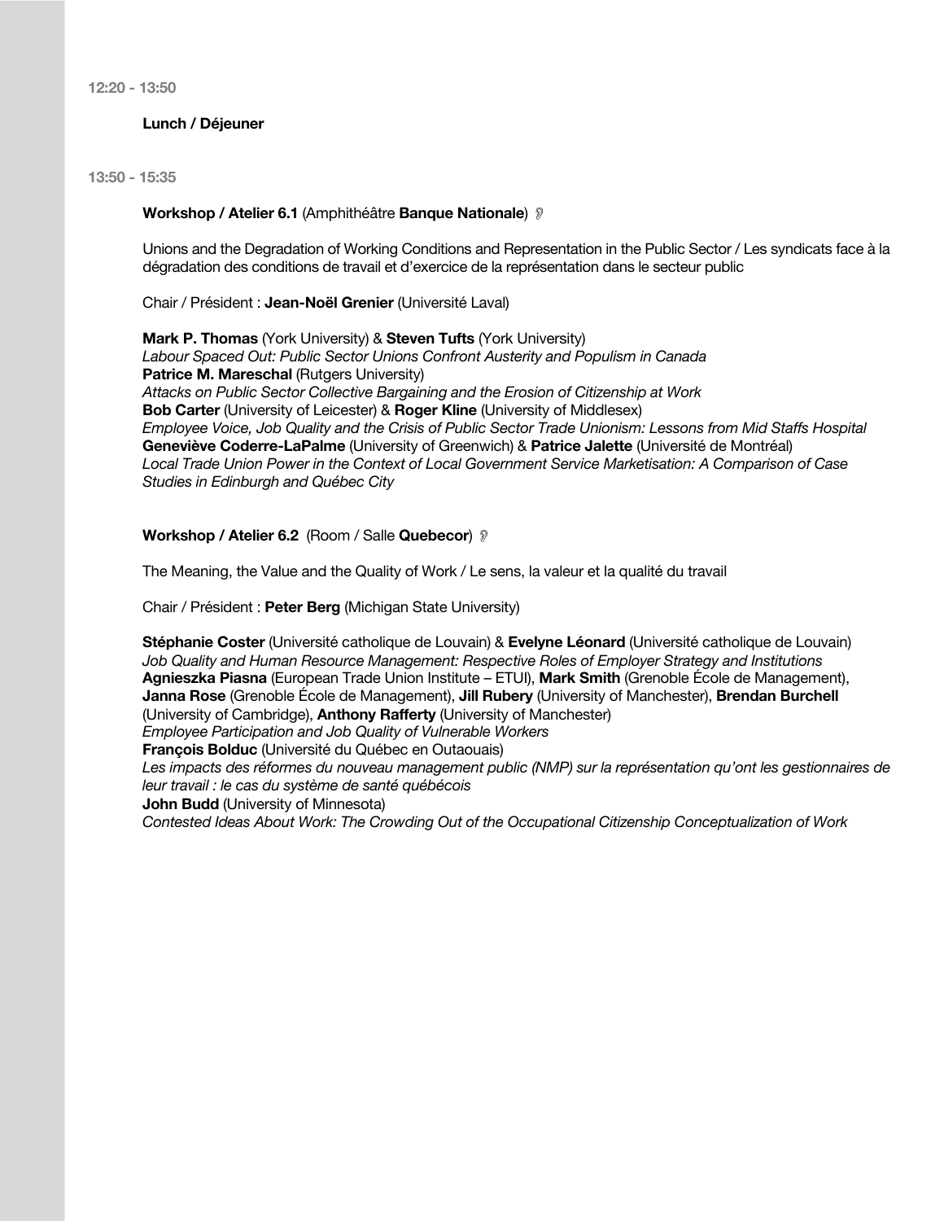**12:20 - 13:50**

**Lunch / Déjeuner**

**13:50 - 15:35**

**Workshop / Atelier 6.1** (Amphithéâtre **Banque Nationale**)

Unions and the Degradation of Working Conditions and Representation in the Public Sector / Les syndicats face à la dégradation des conditions de travail et d'exercice de la représentation dans le secteur public

Chair / Président : **Jean-Noël Grenier** (Université Laval)

**Mark P. Thomas** (York University) & **Steven Tufts** (York University)
*Labour Spaced Out: Public Sector Unions Confront Austerity and Populism in Canada*
**Patrice M. Mareschal** (Rutgers University)
*Attacks on Public Sector Collective Bargaining and the Erosion of Citizenship at Work*
**Bob Carter** (University of Leicester) & **Roger Kline** (University of Middlesex)
*Employee Voice, Job Quality and the Crisis of Public Sector Trade Unionism: Lessons from Mid Staffs Hospital*
**Geneviève Coderre-LaPalme** (University of Greenwich) & **Patrice Jalette** (Université de Montréal)
*Local Trade Union Power in the Context of Local Government Service Marketisation: A Comparison of Case Studies in Edinburgh and Québec City*

**Workshop / Atelier 6.2** (Room / Salle **Quebecor**)

The Meaning, the Value and the Quality of Work / Le sens, la valeur et la qualité du travail

Chair / Président : **Peter Berg** (Michigan State University)

**Stéphanie Coster** (Université catholique de Louvain) & **Evelyne Léonard** (Université catholique de Louvain)
*Job Quality and Human Resource Management: Respective Roles of Employer Strategy and Institutions*
**Agnieszka Piasna** (European Trade Union Institute – ETUI), **Mark Smith** (Grenoble École de Management), **Janna Rose** (Grenoble École de Management), **Jill Rubery** (University of Manchester), **Brendan Burchell** (University of Cambridge), **Anthony Rafferty** (University of Manchester)
*Employee Participation and Job Quality of Vulnerable Workers*
**François Bolduc** (Université du Québec en Outaouais)
*Les impacts des réformes du nouveau management public (NMP) sur la représentation qu'ont les gestionnaires de leur travail : le cas du système de santé québécois*
**John Budd** (University of Minnesota)
*Contested Ideas About Work: The Crowding Out of the Occupational Citizenship Conceptualization of Work*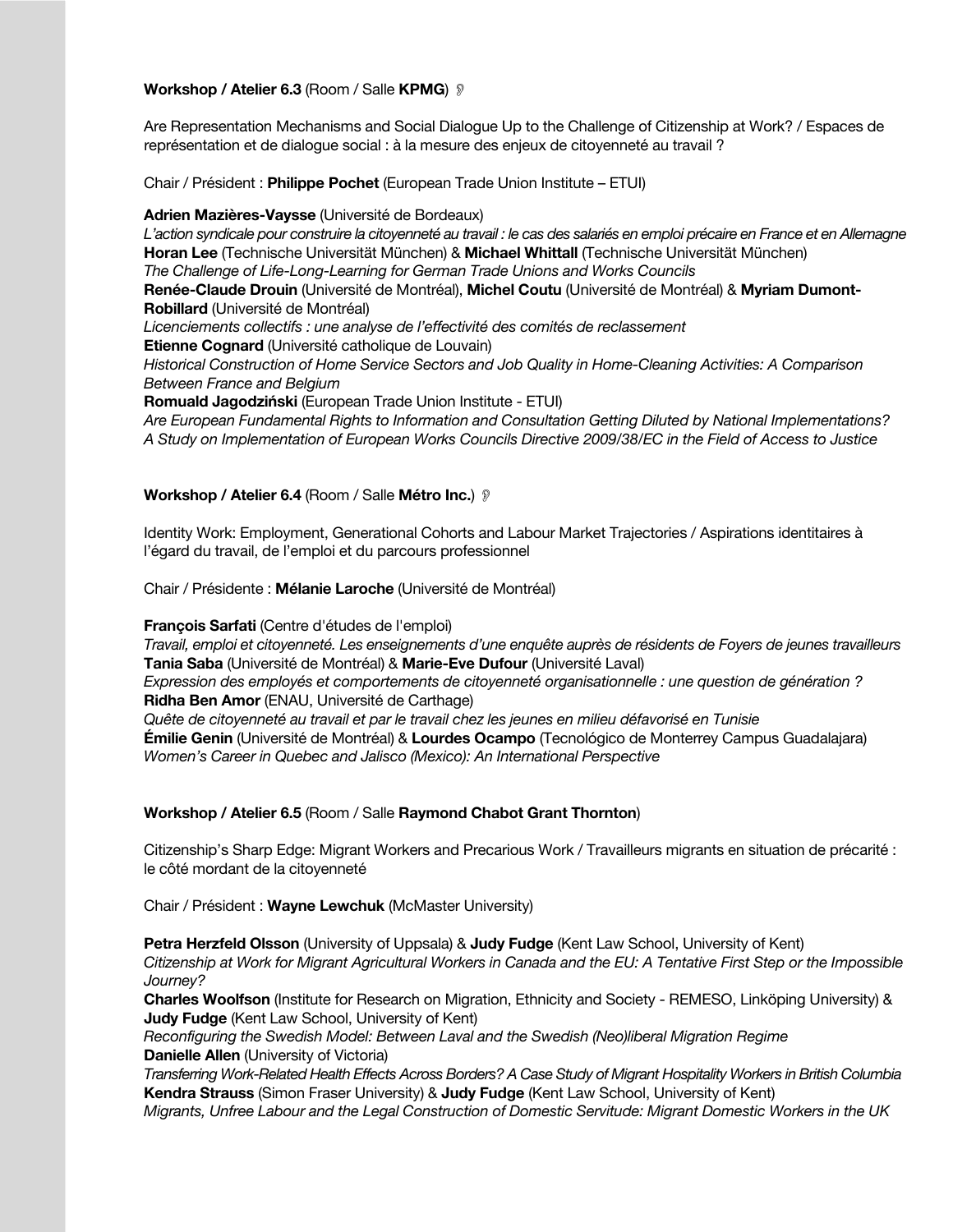**Workshop / Atelier 6.3** (Room / Salle **KPMG**)

Are Representation Mechanisms and Social Dialogue Up to the Challenge of Citizenship at Work? / Espaces de représentation et de dialogue social : à la mesure des enjeux de citoyenneté au travail ?

Chair / Président : **Philippe Pochet** (European Trade Union Institute – ETUI)

**Adrien Mazières-Vaysse** (Université de Bordeaux)
*L'action syndicale pour construire la citoyenneté au travail : le cas des salariés en emploi précaire en France et en Allemagne*
**Horan Lee** (Technische Universität München) & **Michael Whittall** (Technische Universität München)
*The Challenge of Life-Long-Learning for German Trade Unions and Works Councils*
**Renée-Claude Drouin** (Université de Montréal), **Michel Coutu** (Université de Montréal) & **Myriam Dumont-Robillard** (Université de Montréal)
*Licenciements collectifs : une analyse de l'effectivité des comités de reclassement*
**Etienne Cognard** (Université catholique de Louvain)
*Historical Construction of Home Service Sectors and Job Quality in Home-Cleaning Activities: A Comparison Between France and Belgium*
**Romuald Jagodziński** (European Trade Union Institute - ETUI)
*Are European Fundamental Rights to Information and Consultation Getting Diluted by National Implementations? A Study on Implementation of European Works Councils Directive 2009/38/EC in the Field of Access to Justice*

**Workshop / Atelier 6.4** (Room / Salle **Métro Inc.**)

Identity Work: Employment, Generational Cohorts and Labour Market Trajectories / Aspirations identitaires à l'égard du travail, de l'emploi et du parcours professionnel

Chair / Présidente : **Mélanie Laroche** (Université de Montréal)

**François Sarfati** (Centre d'études de l'emploi)
*Travail, emploi et citoyenneté. Les enseignements d'une enquête auprès de résidents de Foyers de jeunes travailleurs*
**Tania Saba** (Université de Montréal) & **Marie-Eve Dufour** (Université Laval)
*Expression des employés et comportements de citoyenneté organisationnelle : une question de génération ?*
**Ridha Ben Amor** (ENAU, Université de Carthage)
*Quête de citoyenneté au travail et par le travail chez les jeunes en milieu défavorisé en Tunisie*
**Émilie Genin** (Université de Montréal) & **Lourdes Ocampo** (Tecnológico de Monterrey Campus Guadalajara)
*Women's Career in Quebec and Jalisco (Mexico): An International Perspective*

**Workshop / Atelier 6.5** (Room / Salle **Raymond Chabot Grant Thornton**)

Citizenship's Sharp Edge: Migrant Workers and Precarious Work / Travailleurs migrants en situation de précarité : le côté mordant de la citoyenneté

Chair / Président : **Wayne Lewchuk** (McMaster University)

**Petra Herzfeld Olsson** (University of Uppsala) & **Judy Fudge** (Kent Law School, University of Kent)
*Citizenship at Work for Migrant Agricultural Workers in Canada and the EU: A Tentative First Step or the Impossible Journey?*
**Charles Woolfson** (Institute for Research on Migration, Ethnicity and Society - REMESO, Linköping University) & **Judy Fudge** (Kent Law School, University of Kent)
*Reconfiguring the Swedish Model: Between Laval and the Swedish (Neo)liberal Migration Regime*
**Danielle Allen** (University of Victoria)
*Transferring Work-Related Health Effects Across Borders? A Case Study of Migrant Hospitality Workers in British Columbia*
**Kendra Strauss** (Simon Fraser University) & **Judy Fudge** (Kent Law School, University of Kent)
*Migrants, Unfree Labour and the Legal Construction of Domestic Servitude: Migrant Domestic Workers in the UK*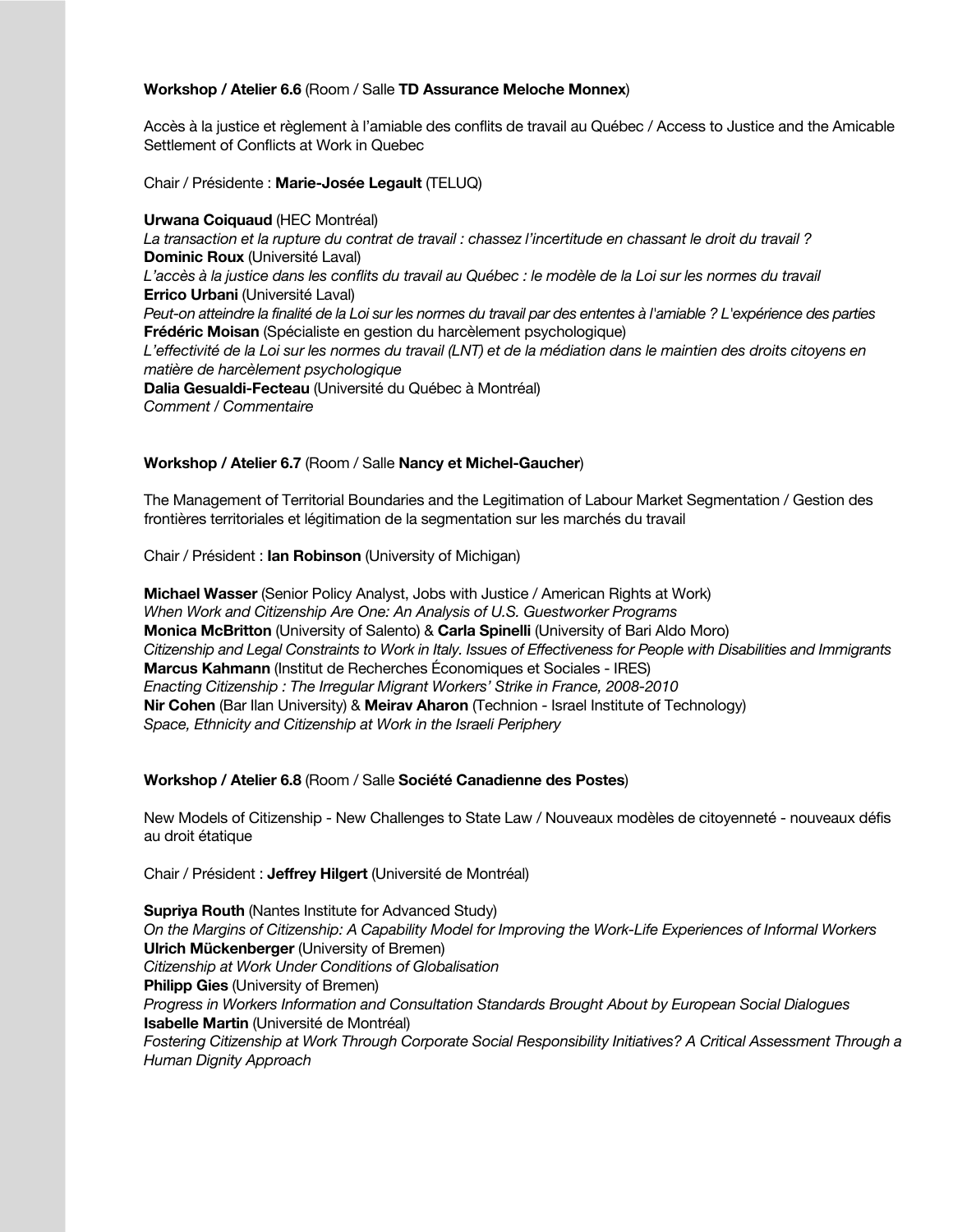**Workshop / Atelier 6.6** (Room / Salle **TD Assurance Meloche Monnex**)

Accès à la justice et règlement à l'amiable des conflits de travail au Québec / Access to Justice and the Amicable Settlement of Conflicts at Work in Quebec

Chair / Présidente : **Marie-Josée Legault** (TELUQ)

**Urwana Coiquaud** (HEC Montréal)
*La transaction et la rupture du contrat de travail : chassez l'incertitude en chassant le droit du travail ?*
**Dominic Roux** (Université Laval)
*L'accès à la justice dans les conflits du travail au Québec : le modèle de la Loi sur les normes du travail*
**Errico Urbani** (Université Laval)
*Peut-on atteindre la finalité de la Loi sur les normes du travail par des ententes à l'amiable ? L'expérience des parties*
**Frédéric Moisan** (Spécialiste en gestion du harcèlement psychologique)
*L'effectivité de la Loi sur les normes du travail (LNT) et de la médiation dans le maintien des droits citoyens en matière de harcèlement psychologique*
**Dalia Gesualdi-Fecteau** (Université du Québec à Montréal)
*Comment / Commentaire*

**Workshop / Atelier 6.7** (Room / Salle **Nancy et Michel-Gaucher**)

The Management of Territorial Boundaries and the Legitimation of Labour Market Segmentation / Gestion des frontières territoriales et légitimation de la segmentation sur les marchés du travail

Chair / Président : **Ian Robinson** (University of Michigan)

**Michael Wasser** (Senior Policy Analyst, Jobs with Justice / American Rights at Work)
*When Work and Citizenship Are One: An Analysis of U.S. Guestworker Programs*
**Monica McBritton** (University of Salento) & **Carla Spinelli** (University of Bari Aldo Moro)
*Citizenship and Legal Constraints to Work in Italy. Issues of Effectiveness for People with Disabilities and Immigrants*
**Marcus Kahmann** (Institut de Recherches Économiques et Sociales - IRES)
*Enacting Citizenship : The Irregular Migrant Workers' Strike in France, 2008-2010*
**Nir Cohen** (Bar Ilan University) & **Meirav Aharon** (Technion - Israel Institute of Technology)
*Space, Ethnicity and Citizenship at Work in the Israeli Periphery*

**Workshop / Atelier 6.8** (Room / Salle **Société Canadienne des Postes**)

New Models of Citizenship - New Challenges to State Law / Nouveaux modèles de citoyenneté - nouveaux défis au droit étatique

Chair / Président : **Jeffrey Hilgert** (Université de Montréal)

**Supriya Routh** (Nantes Institute for Advanced Study)
*On the Margins of Citizenship: A Capability Model for Improving the Work-Life Experiences of Informal Workers*
**Ulrich Mückenberger** (University of Bremen)
*Citizenship at Work Under Conditions of Globalisation*
**Philipp Gies** (University of Bremen)
*Progress in Workers Information and Consultation Standards Brought About by European Social Dialogues*
**Isabelle Martin** (Université de Montréal)
*Fostering Citizenship at Work Through Corporate Social Responsibility Initiatives? A Critical Assessment Through a Human Dignity Approach*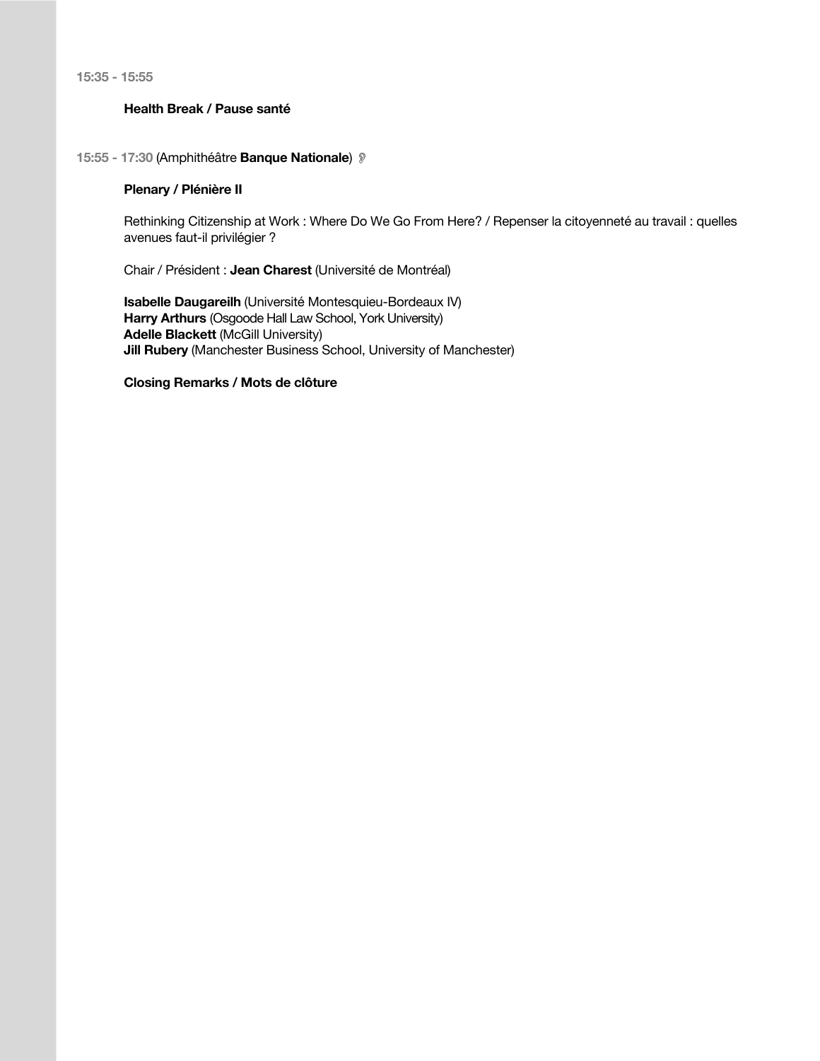**15:35 - 15:55**

**Health Break / Pause santé**

**15:55 - 17:30** (Amphithéâtre **Banque Nationale**) 👂

**Plenary / Plénière II**

Rethinking Citizenship at Work : Where Do We Go From Here? / Repenser la citoyenneté au travail : quelles avenues faut-il privilégier ?

Chair / Président : **Jean Charest** (Université de Montréal)

**Isabelle Daugareilh** (Université Montesquieu-Bordeaux IV)  
**Harry Arthurs** (Osgoode Hall Law School, York University)  
**Adelle Blackett** (McGill University)  
**Jill Rubery** (Manchester Business School, University of Manchester)

**Closing Remarks / Mots de clôture**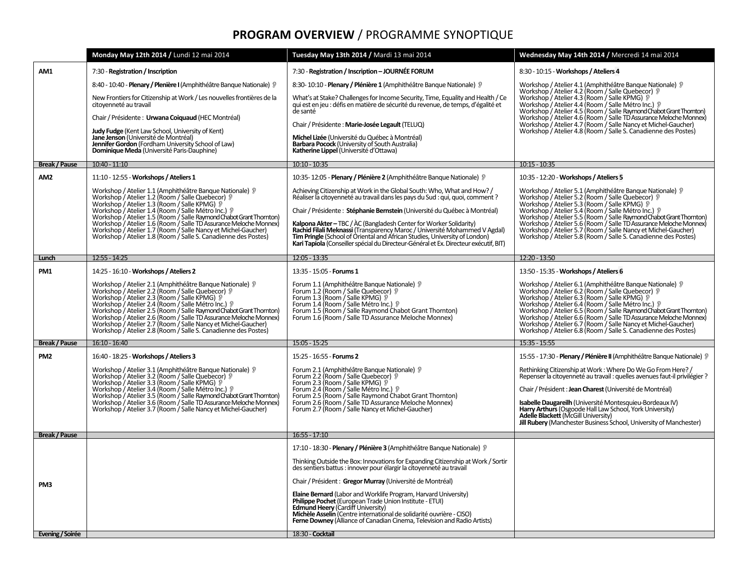# **PROGRAM OVERVIEW** / PROGRAMME SYNOPTIQUE

| | **Monday May 12th 2014 /** Lundi 12 mai 2014 | **Tuesday May 13th 2014 /** Mardi 13 mai 2014 | **Wednesday May 14th 2014 /** Mercredi 14 mai 2014 |
|---|---|---|---|
| **AM1** | 7:30 - **Registration / Inscription**<br><br>8:40 - 10:40 - **Plenary / Plenière I** (Amphithéâtre Banque Nationale)<br><br>New Frontiers for Citizenship at Work / Les nouvelles frontières de la citoyenneté au travail<br><br>Chair / Présidente : **Urwana Coiquaud** (HEC Montréal)<br><br>**Judy Fudge** (Kent Law School, University of Kent)<br>**Jane Jenson** (Université de Montréal)<br>**Jennifer Gordon** (Fordham University School of Law)<br>**Dominique Meda** (Université Paris-Dauphine) | 7:30 - **Registration / Inscription – JOURNÉE FORUM**<br><br>8:30- 10:10 - **Plenary / Plénière 1** (Amphithéâtre Banque Nationale)<br><br>What's at Stake? Challenges for Income Security, Time, Equality and Health / Ce qui est en jeu : défis en matière de sécurité du revenu, de temps, d'égalité et de santé<br><br>Chair / Présidente : **Marie-Josée Legault** (TELUQ)<br><br>**Michel Lizée** (Université du Québec à Montréal)<br>**Barbara Pocock** (University of South Australia)<br>**Katherine Lippel** (Université d'Ottawa) | 8:30 - 10:15 - **Workshops / Ateliers 4**<br><br>Workshop / Atelier 4.1 (Amphithéâtre Banque Nationale)<br>Workshop / Atelier 4.2 (Room / Salle Quebecor)<br>Workshop / Atelier 4.3 (Room / Salle KPMG)<br>Workshop / Atelier 4.4 (Room / Salle Métro Inc.)<br>Workshop / Atelier 4.5 (Room / Salle Raymond Chabot Grant Thornton)<br>Workshop / Atelier 4.6 (Room / Salle TD Assurance Meloche Monnex)<br>Workshop / Atelier 4.7 (Room / Salle Nancy et Michel-Gaucher)<br>Workshop / Atelier 4.8 (Room / Salle S. Canadienne des Postes) |
| **Break / Pause** | 10:40 - 11:10 | 10:10 - 10:35 | 10:15 - 10:35 |
| **AM2** | 11:10 - 12:55 - **Workshops / Ateliers 1**<br><br>Workshop / Atelier 1.1 (Amphithéâtre Banque Nationale)<br>Workshop / Atelier 1.2 (Room / Salle Quebecor)<br>Workshop / Atelier 1.3 (Room / Salle KPMG)<br>Workshop / Atelier 1.4 (Room / Salle Métro Inc.)<br>Workshop / Atelier 1.5 (Room / Salle Raymond Chabot Grant Thornton)<br>Workshop / Atelier 1.6 (Room / Salle TD Assurance Meloche Monnex)<br>Workshop / Atelier 1.7 (Room / Salle Nancy et Michel-Gaucher)<br>Workshop / Atelier 1.8 (Room / Salle S. Canadienne des Postes) | 10:35- 12:05 - **Plenary / Plénière 2** (Amphithéâtre Banque Nationale)<br><br>Achieving Citizenship at Work in the Global South: Who, What and How? / Réaliser la citoyenneté au travail dans les pays du Sud : qui, quoi, comment ?<br><br>Chair / Présidente : **Stéphanie Bernstein** (Université du Québec à Montréal)<br><br>**Kalpona Akter –** TBC / ÀC (Bangladesh Center for Worker Solidarity)<br>**Rachid Filali Meknassi** (Transparency Maroc / Université Mohammed V Agdal)<br>**Tim Pringle** (School of Oriental and African Studies, University of London)<br>**Kari Tapiola** (Conseiller spécial du Directeur-Général et Ex. Directeur exécutif, BIT) | 10:35 - 12:20 - **Workshops / Ateliers 5**<br><br>Workshop / Atelier 5.1 (Amphithéâtre Banque Nationale)<br>Workshop / Atelier 5.2 (Room / Salle Quebecor)<br>Workshop / Atelier 5.3 (Room / Salle KPMG)<br>Workshop / Atelier 5.4 (Room / Salle Métro Inc.)<br>Workshop / Atelier 5.5 (Room / Salle Raymond Chabot Grant Thornton)<br>Workshop / Atelier 5.6 (Room / Salle TD Assurance Meloche Monnex)<br>Workshop / Atelier 5.7 (Room / Salle Nancy et Michel-Gaucher)<br>Workshop / Atelier 5.8 (Room / Salle S. Canadienne des Postes) |
| **Lunch** | 12:55 - 14:25 | 12:05 - 13:35 | 12:20 - 13:50 |
| **PM1** | 14:25 - 16:10 - **Workshops / Ateliers 2**<br><br>Workshop / Atelier 2.1 (Amphithéâtre Banque Nationale)<br>Workshop / Atelier 2.2 (Room / Salle Quebecor)<br>Workshop / Atelier 2.3 (Room / Salle KPMG)<br>Workshop / Atelier 2.4 (Room / Salle Métro Inc.)<br>Workshop / Atelier 2.5 (Room / Salle Raymond Chabot Grant Thornton)<br>Workshop / Atelier 2.6 (Room / Salle TD Assurance Meloche Monnex)<br>Workshop / Atelier 2.7 (Room / Salle Nancy et Michel-Gaucher)<br>Workshop / Atelier 2.8 (Room / Salle S. Canadienne des Postes) | 13:35 - 15:05 - **Forums 1**<br><br>Forum 1.1 (Amphithéâtre Banque Nationale)<br>Forum 1.2 (Room / Salle Quebecor)<br>Forum 1.3 (Room / Salle KPMG)<br>Forum 1.4 (Room / Salle Métro Inc.)<br>Forum 1.5 (Room / Salle Raymond Chabot Grant Thornton)<br>Forum 1.6 (Room / Salle TD Assurance Meloche Monnex) | 13:50 - 15:35 - **Workshops / Ateliers 6**<br><br>Workshop / Atelier 6.1 (Amphithéâtre Banque Nationale)<br>Workshop / Atelier 6.2 (Room / Salle Quebecor)<br>Workshop / Atelier 6.3 (Room / Salle KPMG)<br>Workshop / Atelier 6.4 (Room / Salle Métro Inc.)<br>Workshop / Atelier 6.5 (Room / Salle Raymond Chabot Grant Thornton)<br>Workshop / Atelier 6.6 (Room / Salle TD Assurance Meloche Monnex)<br>Workshop / Atelier 6.7 (Room / Salle Nancy et Michel-Gaucher)<br>Workshop / Atelier 6.8 (Room / Salle S. Canadienne des Postes) |
| **Break / Pause** | 16:10 - 16:40 | 15:05 - 15:25 | 15:35 - 15:55 |
| **PM2** | 16:40 - 18:25 - **Workshops / Ateliers 3**<br><br>Workshop / Atelier 3.1 (Amphithéâtre Banque Nationale)<br>Workshop / Atelier 3.2 (Room / Salle Quebecor)<br>Workshop / Atelier 3.3 (Room / Salle KPMG)<br>Workshop / Atelier 3.4 (Room / Salle Métro Inc.)<br>Workshop / Atelier 3.5 (Room / Salle Raymond Chabot Grant Thornton)<br>Workshop / Atelier 3.6 (Room / Salle TD Assurance Meloche Monnex)<br>Workshop / Atelier 3.7 (Room / Salle Nancy et Michel-Gaucher) | 15:25 - 16:55 - **Forums 2**<br><br>Forum 2.1 (Amphithéâtre Banque Nationale)<br>Forum 2.2 (Room / Salle Quebecor)<br>Forum 2.3 (Room / Salle KPMG)<br>Forum 2.4 (Room / Salle Métro Inc.)<br>Forum 2.5 (Room / Salle Raymond Chabot Grant Thornton)<br>Forum 2.6 (Room / Salle TD Assurance Meloche Monnex)<br>Forum 2.7 (Room / Salle Nancy et Michel-Gaucher) | 15:55 - 17:30 - **Plenary / Plénière II** (Amphithéâtre Banque Nationale)<br><br>Rethinking Citizenship at Work : Where Do We Go From Here? / Repenser la citoyenneté au travail : quelles avenues faut-il privilégier ?<br><br>Chair / Président : **Jean Charest** (Université de Montréal)<br><br>**Isabelle Daugareilh** (Université Montesquieu-Bordeaux IV)<br>**Harry Arthurs** (Osgoode Hall Law School, York University)<br>**Adelle Blackett** (McGill University)<br>**Jill Rubery** (Manchester Business School, University of Manchester) |
| **Break / Pause** | | 16:55 - 17:10 | |
| **PM3** | | 17:10 - 18:30 - **Plenary / Plénière 3** (Amphithéâtre Banque Nationale)<br><br>Thinking Outside the Box: Innovations for Expanding Citizenship at Work / Sortir des sentiers battus : innover pour élargir la citoyenneté au travail<br><br>Chair / Président : **Gregor Murray** (Université de Montréal)<br><br>**Elaine Bernard** (Labor and Worklife Program, Harvard University)<br>**Philippe Pochet** (European Trade Union Institute - ETUI)<br>**Edmund Heery** (Cardiff University)<br>**Michèle Asselin** (Centre international de solidarité ouvrière - CISO)<br>**Ferne Downey** (Alliance of Canadian Cinema, Television and Radio Artists) | |
| **Evening / Soirée** | | 18:30 - **Cocktail** | |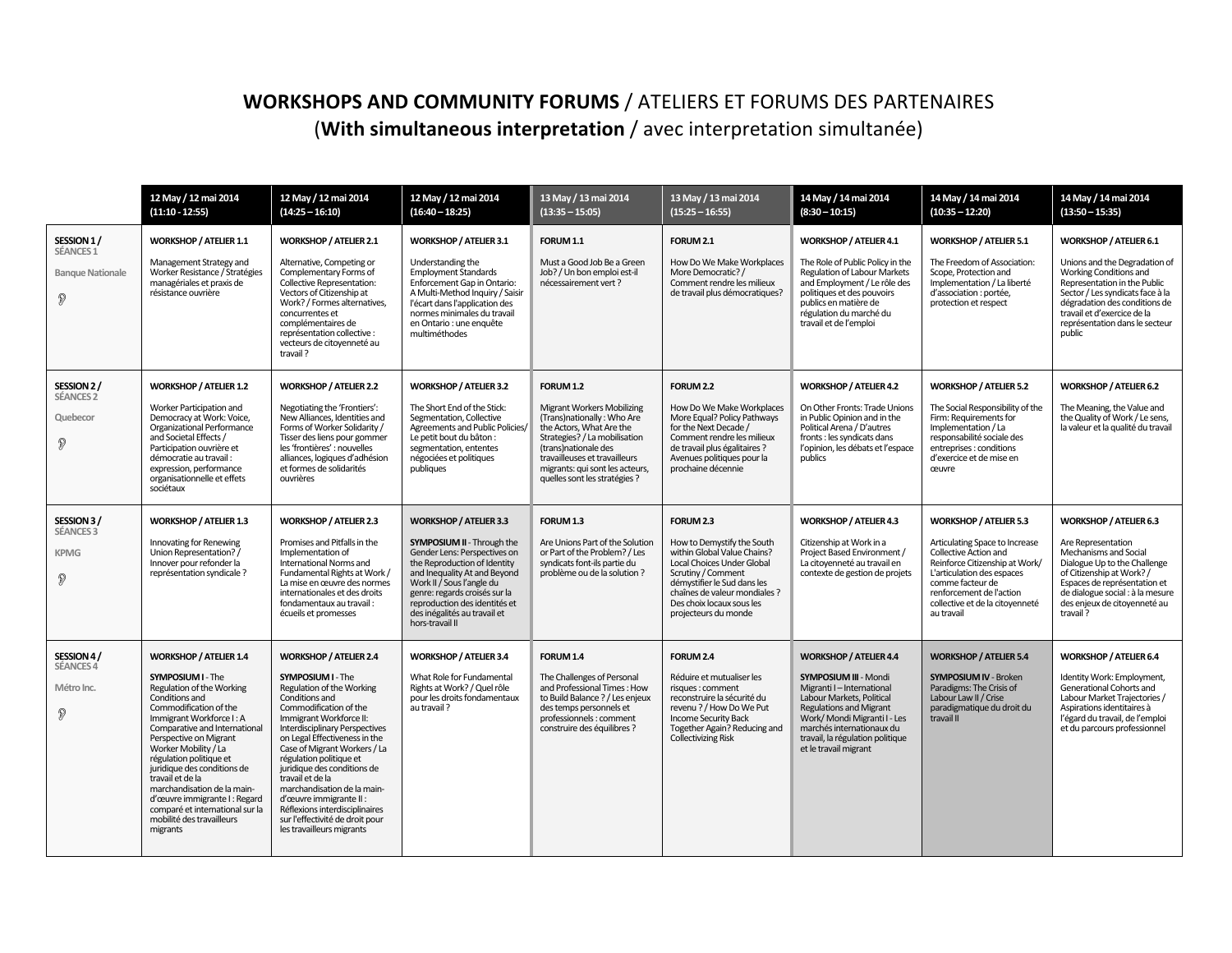# **WORKSHOPS AND COMMUNITY FORUMS** / ATELIERS ET FORUMS DES PARTENAIRES

(**With simultaneous interpretation** / avec interpretation simultanée)

| | 12 May / 12 mai 2014 (11:10 - 12:55) | 12 May / 12 mai 2014 (14:25 – 16:10) | 12 May / 12 mai 2014 (16:40 – 18:25) | 13 May / 13 mai 2014 (13:35 – 15:05) | 13 May / 13 mai 2014 (15:25 – 16:55) | 14 May / 14 mai 2014 (8:30 – 10:15) | 14 May / 14 mai 2014 (10:35 – 12:20) | 14 May / 14 mai 2014 (13:50 – 15:35) |
|---|---|---|---|---|---|---|---|---|
| **SESSION 1 / SÉANCES 1** Banque Nationale | **WORKSHOP / ATELIER 1.1** Management Strategy and Worker Resistance / Stratégies managériales et praxis de résistance ouvrière | **WORKSHOP / ATELIER 2.1** Alternative, Competing or Complementary Forms of Collective Representation: Vectors of Citizenship at Work? / Formes alternatives, concurrentes et complémentaires de représentation collective : vecteurs de citoyenneté au travail ? | **WORKSHOP / ATELIER 3.1** Understanding the Employment Standards Enforcement Gap in Ontario: A Multi-Method Inquiry / Saisir l'écart dans l'application des normes minimales du travail en Ontario : une enquête multiméthodes | **FORUM 1.1** Must a Good Job Be a Green Job? / Un bon emploi est-il nécessairement vert ? | **FORUM 2.1** How Do We Make Workplaces More Democratic? / Comment rendre les milieux de travail plus démocratiques? | **WORKSHOP / ATELIER 4.1** The Role of Public Policy in the Regulation of Labour Markets and Employment / Le rôle des politiques et des pouvoirs publics en matière de régulation du marché du travail et de l'emploi | **WORKSHOP / ATELIER 5.1** The Freedom of Association: Scope, Protection and Implementation / La liberté d'association : portée, protection et respect | **WORKSHOP / ATELIER 6.1** Unions and the Degradation of Working Conditions and Representation in the Public Sector / Les syndicats face à la dégradation des conditions de travail et d'exercice de la représentation dans le secteur public |
| **SESSION 2 / SÉANCES 2** Quebecor | **WORKSHOP / ATELIER 1.2** Worker Participation and Democracy at Work: Voice, Organizational Performance and Societal Effects / Participation ouvrière et démocratie au travail : expression, performance organisationnelle et effets sociétaux | **WORKSHOP / ATELIER 2.2** Negotiating the 'Frontiers': New Alliances, Identities and Forms of Worker Solidarity / Tisser des liens pour gommer les 'frontières' : nouvelles alliances, logiques d'adhésion et formes de solidarités ouvrières | **WORKSHOP / ATELIER 3.2** The Short End of the Stick: Segmentation, Collective Agreements and Public Policies/ Le petit bout du bâton : segmentation, ententes négociées et politiques publiques | **FORUM 1.2** Migrant Workers Mobilizing (Trans)nationally : Who Are the Actors, What Are the Strategies? / La mobilisation (trans)nationale des travailleuses et travailleurs migrants: qui sont les acteurs, quelles sont les stratégies ? | **FORUM 2.2** How Do We Make Workplaces More Equal? Policy Pathways for the Next Decade / Comment rendre les milieux de travail plus égalitaires ? Avenues politiques pour la prochaine décennie | **WORKSHOP / ATELIER 4.2** On Other Fronts: Trade Unions in Public Opinion and in the Political Arena / D'autres fronts : les syndicats dans l'opinion, les débats et l'espace publics | **WORKSHOP / ATELIER 5.2** The Social Responsibility of the Firm: Requirements for Implementation / La responsabilité sociale des entreprises : conditions d'exercice et de mise en œuvre | **WORKSHOP / ATELIER 6.2** The Meaning, the Value and the Quality of Work / Le sens, la valeur et la qualité du travail |
| **SESSION 3 / SÉANCES 3** KPMG | **WORKSHOP / ATELIER 1.3** Innovating for Renewing Union Representation? / Innover pour refonder la représentation syndicale ? | **WORKSHOP / ATELIER 2.3** Promises and Pitfalls in the Implementation of International Norms and Fundamental Rights at Work / La mise en œuvre des normes internationales et des droits fondamentaux au travail : écueils et promesses | **WORKSHOP / ATELIER 3.3** **SYMPOSIUM II** - Through the Gender Lens: Perspectives on the Reproduction of Identity and Inequality At and Beyond Work II / Sous l'angle du genre: regards croisés sur la reproduction des identités et des inégalités au travail et hors-travail II | **FORUM 1.3** Are Unions Part of the Solution or Part of the Problem? / Les syndicats font-ils partie du problème ou de la solution ? | **FORUM 2.3** How to Demystify the South within Global Value Chains? Local Choices Under Global Scrutiny / Comment démystifier le Sud dans les chaînes de valeur mondiales ? Des choix locaux sous les projecteurs du monde | **WORKSHOP / ATELIER 4.3** Citizenship at Work in a Project Based Environment / La citoyenneté au travail en contexte de gestion de projets | **WORKSHOP / ATELIER 5.3** Articulating Space to Increase Collective Action and Reinforce Citizenship at Work/ L'articulation des espaces comme facteur de renforcement de l'action collective et de la citoyenneté au travail | **WORKSHOP / ATELIER 6.3** Are Representation Mechanisms and Social Dialogue Up to the Challenge of Citizenship at Work? / Espaces de représentation et de dialogue social : à la mesure des enjeux de citoyenneté au travail ? |
| **SESSION 4 / SÉANCES 4** Métro Inc. | **WORKSHOP / ATELIER 1.4** **SYMPOSIUM I** - The Regulation of the Working Conditions and Commodification of the Immigrant Workforce I : A Comparative and International Perspective on Migrant Worker Mobility / La régulation politique et juridique des conditions de travail et de la marchandisation de la main-d'œuvre immigrante I : Regard comparé et international sur la mobilité des travailleurs migrants | **WORKSHOP / ATELIER 2.4** **SYMPOSIUM I** - The Regulation of the Working Conditions and Commodification of the Immigrant Workforce II: Interdisciplinary Perspectives on Legal Effectiveness in the Case of Migrant Workers / La régulation politique et juridique des conditions de travail et de la marchandisation de la main-d'œuvre immigrante II : Réflexions interdisciplinaires sur l'effectivité de droit pour les travailleurs migrants | **WORKSHOP / ATELIER 3.4** What Role for Fundamental Rights at Work? / Quel rôle pour les droits fondamentaux au travail ? | **FORUM 1.4** The Challenges of Personal and Professional Times : How to Build Balance ? / Les enjeux des temps personnels et professionnels : comment construire des équilibres ? | **FORUM 2.4** Réduire et mutualiser les risques : comment reconstruire la sécurité du revenu ? / How Do We Put Income Security Back Together Again? Reducing and Collectivizing Risk | **WORKSHOP / ATELIER 4.4** **SYMPOSIUM III** - Mondi Migranti I – International Labour Markets, Political Regulations and Migrant Work/ Mondi Migranti I - Les marchés internationaux du travail, la régulation politique et le travail migrant | **WORKSHOP / ATELIER 5.4** **SYMPOSIUM IV** - Broken Paradigms: The Crisis of Labour Law II / Crise paradigmatique du droit du travail II | **WORKSHOP / ATELIER 6.4** Identity Work: Employment, Generational Cohorts and Labour Market Trajectories / Aspirations identitaires à l'égard du travail, de l'emploi et du parcours professionnel |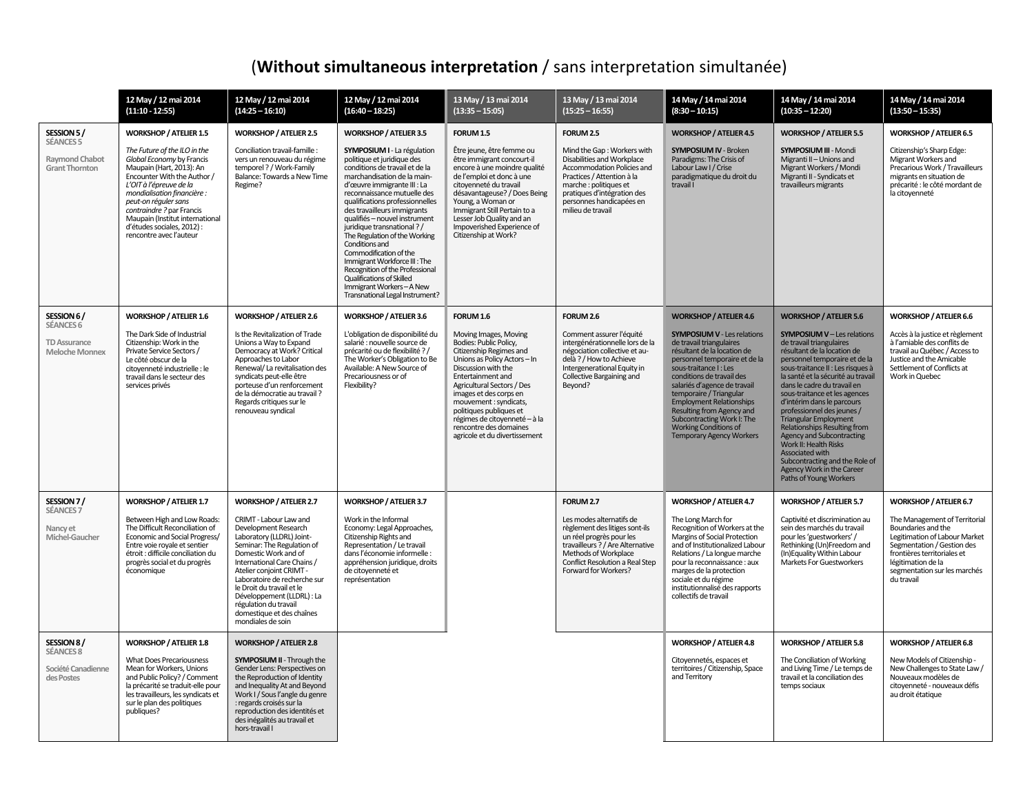(**Without simultaneous interpretation** / sans interpretation simultanée)

| | 12 May / 12 mai 2014 (11:10 - 12:55) | 12 May / 12 mai 2014 (14:25 – 16:10) | 12 May / 12 mai 2014 (16:40 – 18:25) | 13 May / 13 mai 2014 (13:35 – 15:05) | 13 May / 13 mai 2014 (15:25 – 16:55) | 14 May / 14 mai 2014 (8:30 – 10:15) | 14 May / 14 mai 2014 (10:35 – 12:20) | 14 May / 14 mai 2014 (13:50 – 15:35) |
|---|---|---|---|---|---|---|---|---|
| **SESSION 5 / SÉANCES 5** Raymond Chabot Grant Thornton | **WORKSHOP / ATELIER 1.5** *The Future of the ILO in the Global Economy* by Francis Maupain (Hart, 2013): An Encounter With the Author / *L'OIT à l'épreuve de la mondialisation financière : peut-on réguler sans contraindre ?* par Francis Maupain (Institut international d'études sociales, 2012) : rencontre avec l'auteur | **WORKSHOP / ATELIER 2.5** Conciliation travail-famille : vers un renouveau du régime temporel ? / Work-Family Balance: Towards a New Time Regime? | **WORKSHOP / ATELIER 3.5** **SYMPOSIUM I** - La régulation politique et juridique des conditions de travail et de la marchandisation de la main-d'œuvre immigrante III : La reconnaissance mutuelle des qualifications professionnelles des travailleurs immigrants qualifiés – nouvel instrument juridique transnational ? / The Regulation of the Working Conditions and Commodification of the Immigrant Workforce III : The Recognition of the Professional Qualifications of Skilled Immigrant Workers – A New Transnational Legal Instrument? | **FORUM 1.5** Être jeune, être femme ou être immigrant concourt-il encore à une moindre qualité de l'emploi et donc à une citoyenneté du travail désavantageuse? / Does Being Young, a Woman or Immigrant Still Pertain to a Lesser Job Quality and an Impoverished Experience of Citizenship at Work? | **FORUM 2.5** Mind the Gap : Workers with Disabilities and Workplace Accommodation Policies and Practices / Attention à la marche : politiques et pratiques d'intégration des personnes handicapées en milieu de travail | **WORKSHOP / ATELIER 4.5** **SYMPOSIUM IV** - Broken Paradigms: The Crisis of Labour Law I / Crise paradigmatique du droit du travail I | **WORKSHOP / ATELIER 5.5** **SYMPOSIUM III** - Mondi Migranti II – Unions and Migrant Workers / Mondi Migranti II - Syndicats et travailleurs migrants | **WORKSHOP / ATELIER 6.5** Citizenship's Sharp Edge: Migrant Workers and Precarious Work / Travailleurs migrants en situation de précarité : le côté mordant de la citoyenneté |
| **SESSION 6 / SÉANCES 6** TD Assurance Meloche Monnex | **WORKSHOP / ATELIER 1.6** The Dark Side of Industrial Citizenship: Work in the Private Service Sectors / Le côté obscur de la citoyenneté industrielle : le travail dans le secteur des services privés | **WORKSHOP / ATELIER 2.6** Is the Revitalization of Trade Unions a Way to Expand Democracy at Work? Critical Approaches to Labor Renewal/ La revitalisation des syndicats peut-elle être porteuse d'un renforcement de la démocratie au travail ? Regards critiques sur le renouveau syndical | **WORKSHOP / ATELIER 3.6** L'obligation de disponibilité du salarié : nouvelle source de précarité ou de flexibilité ? / The Worker's Obligation to Be Available: A New Source of Precariousness or of Flexibility? | **FORUM 1.6** Moving Images, Moving Bodies: Public Policy, Citizenship Regimes and Unions as Policy Actors – In Discussion with the Entertainment and Agricultural Sectors / Des images et des corps en mouvement : syndicats, politiques publiques et régimes de citoyenneté – à la rencontre des domaines agricole et du divertissement | **FORUM 2.6** Comment assurer l'équité intergénérationnelle lors de la négociation collective et au-delà ? / How to Achieve Intergenerational Equity in Collective Bargaining and Beyond? | **WORKSHOP / ATELIER 4.6** **SYMPOSIUM V** - Les relations de travail triangulaires résultant de la location de personnel temporaire et de la sous-traitance I : Les conditions de travail des salariés d'agence de travail temporaire / Triangular Employment Relationships Resulting from Agency and Subcontracting Work I: The Working Conditions of Temporary Agency Workers | **WORKSHOP / ATELIER 5.6** **SYMPOSIUM V** – Les relations de travail triangulaires résultant de la location de personnel temporaire et de la sous-traitance II : Les risques à la santé et la sécurité au travail dans le cadre du travail en sous-traitance et les agences d'intérim dans le parcours professionnel des jeunes / Triangular Employment Relationships Resulting from Agency and Subcontracting Work II: Health Risks Associated with Subcontracting and the Role of Agency Work in the Career Paths of Young Workers | **WORKSHOP / ATELIER 6.6** Accès à la justice et règlement à l'amiable des conflits de travail au Québec / Access to Justice and the Amicable Settlement of Conflicts at Work in Quebec |
| **SESSION 7 / SÉANCES 7** Nancy et Michel-Gaucher | **WORKSHOP / ATELIER 1.7** Between High and Low Roads: The Difficult Reconciliation of Economic and Social Progress/ Entre voie royale et sentier étroit : difficile conciliation du progrès social et du progrès économique | **WORKSHOP / ATELIER 2.7** CRIMT - Labour Law and Development Research Laboratory (LLDRL) Joint-Seminar: The Regulation of Domestic Work and of International Care Chains / Atelier conjoint CRIMT - Laboratoire de recherche sur le Droit du travail et le Développement (LLDRL) : La régulation du travail domestique et des chaînes mondiales de soin | **WORKSHOP / ATELIER 3.7** Work in the Informal Economy: Legal Approaches, Citizenship Rights and Representation / Le travail dans l'économie informelle : appréhension juridique, droits de citoyenneté et représentation | | **FORUM 2.7** Les modes alternatifs de règlement des litiges sont-ils un réel progrès pour les travailleurs ? / Are Alternative Methods of Workplace Conflict Resolution a Real Step Forward for Workers? | **WORKSHOP / ATELIER 4.7** The Long March for Recognition of Workers at the Margins of Social Protection and of Institutionalized Labour Relations / La longue marche pour la reconnaissance : aux marges de la protection sociale et du régime institutionnalisé des rapports collectifs de travail | **WORKSHOP / ATELIER 5.7** Captivité et discrimination au sein des marchés du travail pour les 'guestworkers' / Rethinking (Un)Freedom and (In)Equality Within Labour Markets For Guestworkers | **WORKSHOP / ATELIER 6.7** The Management of Territorial Boundaries and the Legitimation of Labour Market Segmentation / Gestion des frontières territoriales et légitimation de la segmentation sur les marchés du travail |
| **SESSION 8 / SÉANCES 8** Société Canadienne des Postes | **WORKSHOP / ATELIER 1.8** What Does Precariousness Mean for Workers, Unions and Public Policy? / Comment la précarité se traduit-elle pour les travailleurs, les syndicats et sur le plan des politiques publiques? | **WORKSHOP / ATELIER 2.8** **SYMPOSIUM II** - Through the Gender Lens: Perspectives on the Reproduction of Identity and Inequality At and Beyond Work I / Sous l'angle du genre : regards croisés sur la reproduction des identités et des inégalités au travail et hors-travail I | | | | **WORKSHOP / ATELIER 4.8** Citoyennetés, espaces et territoires / Citizenship, Space and Territory | **WORKSHOP / ATELIER 5.8** The Conciliation of Working and Living Time / Le temps de travail et la conciliation des temps sociaux | **WORKSHOP / ATELIER 6.8** New Models of Citizenship - New Challenges to State Law / Nouveaux modèles de citoyenneté - nouveaux défis au droit étatique |